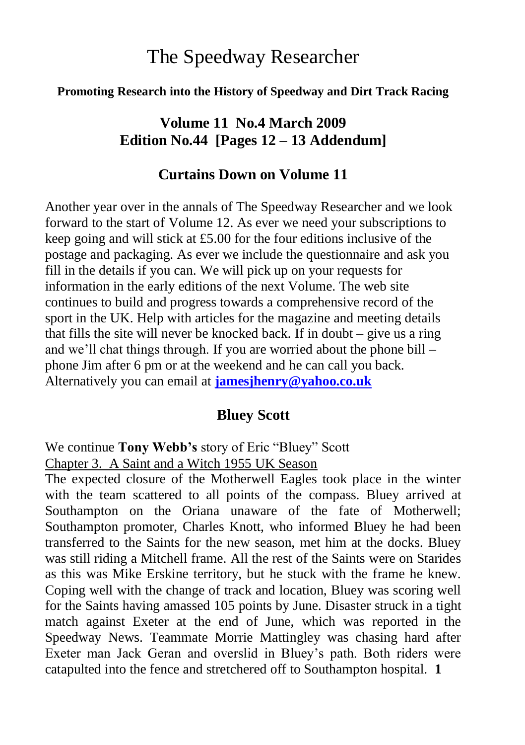# The Speedway Researcher

**Promoting Research into the History of Speedway and Dirt Track Racing**

## Volume 11 No.4 March 2009
## Edition No.44 [Pages 12 – 13 Addendum]

### Curtains Down on Volume 11

Another year over in the annals of The Speedway Researcher and we look forward to the start of Volume 12. As ever we need your subscriptions to keep going and will stick at £5.00 for the four editions inclusive of the postage and packaging. As ever we include the questionnaire and ask you fill in the details if you can. We will pick up on your requests for information in the early editions of the next Volume. The web site continues to build and progress towards a comprehensive record of the sport in the UK. Help with articles for the magazine and meeting details that fills the site will never be knocked back. If in doubt – give us a ring and we'll chat things through. If you are worried about the phone bill – phone Jim after 6 pm or at the weekend and he can call you back. Alternatively you can email at **jamesjhenry@yahoo.co.uk**

### Bluey Scott

We continue **Tony Webb's** story of Eric "Bluey" Scott

Chapter 3. A Saint and a Witch 1955 UK Season

The expected closure of the Motherwell Eagles took place in the winter with the team scattered to all points of the compass. Bluey arrived at Southampton on the Oriana unaware of the fate of Motherwell; Southampton promoter, Charles Knott, who informed Bluey he had been transferred to the Saints for the new season, met him at the docks. Bluey was still riding a Mitchell frame. All the rest of the Saints were on Starides as this was Mike Erskine territory, but he stuck with the frame he knew. Coping well with the change of track and location, Bluey was scoring well for the Saints having amassed 105 points by June. Disaster struck in a tight match against Exeter at the end of June, which was reported in the Speedway News. Teammate Morrie Mattingley was chasing hard after Exeter man Jack Geran and overslid in Bluey's path. Both riders were catapulted into the fence and stretchered off to Southampton hospital.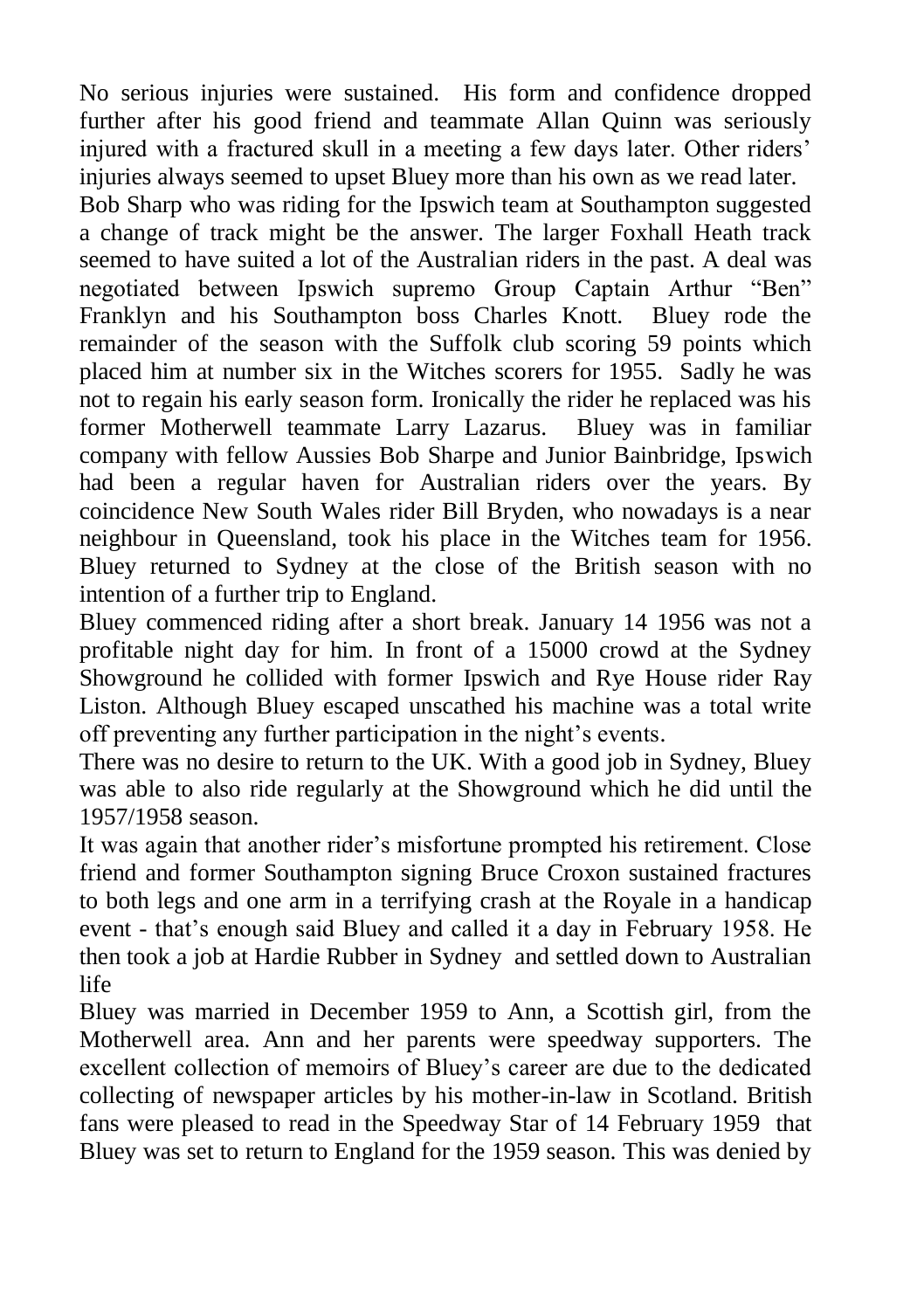No serious injuries were sustained. His form and confidence dropped further after his good friend and teammate Allan Quinn was seriously injured with a fractured skull in a meeting a few days later. Other riders' injuries always seemed to upset Bluey more than his own as we read later.

Bob Sharp who was riding for the Ipswich team at Southampton suggested a change of track might be the answer. The larger Foxhall Heath track seemed to have suited a lot of the Australian riders in the past. A deal was negotiated between Ipswich supremo Group Captain Arthur "Ben" Franklyn and his Southampton boss Charles Knott. Bluey rode the remainder of the season with the Suffolk club scoring 59 points which placed him at number six in the Witches scorers for 1955. Sadly he was not to regain his early season form. Ironically the rider he replaced was his former Motherwell teammate Larry Lazarus. Bluey was in familiar company with fellow Aussies Bob Sharpe and Junior Bainbridge, Ipswich had been a regular haven for Australian riders over the years. By coincidence New South Wales rider Bill Bryden, who nowadays is a near neighbour in Queensland, took his place in the Witches team for 1956. Bluey returned to Sydney at the close of the British season with no intention of a further trip to England.

Bluey commenced riding after a short break. January 14 1956 was not a profitable night day for him. In front of a 15000 crowd at the Sydney Showground he collided with former Ipswich and Rye House rider Ray Liston. Although Bluey escaped unscathed his machine was a total write off preventing any further participation in the night's events.

There was no desire to return to the UK. With a good job in Sydney, Bluey was able to also ride regularly at the Showground which he did until the 1957/1958 season.

It was again that another rider's misfortune prompted his retirement. Close friend and former Southampton signing Bruce Croxon sustained fractures to both legs and one arm in a terrifying crash at the Royale in a handicap event - that's enough said Bluey and called it a day in February 1958. He then took a job at Hardie Rubber in Sydney and settled down to Australian life

Bluey was married in December 1959 to Ann, a Scottish girl, from the Motherwell area. Ann and her parents were speedway supporters. The excellent collection of memoirs of Bluey's career are due to the dedicated collecting of newspaper articles by his mother-in-law in Scotland. British fans were pleased to read in the Speedway Star of 14 February 1959 that Bluey was set to return to England for the 1959 season. This was denied by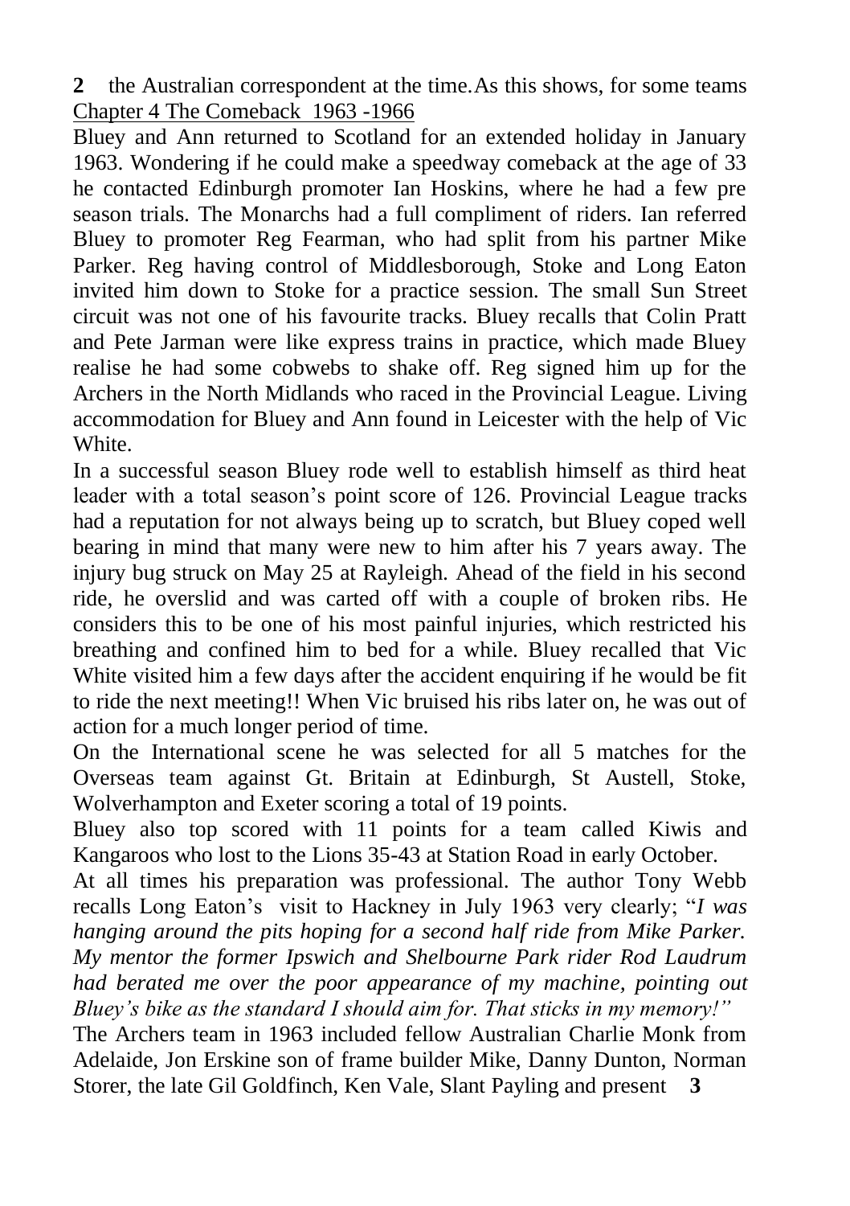the Australian correspondent at the time.As this shows, for some teams

## Chapter 4 The Comeback 1963 -1966

Bluey and Ann returned to Scotland for an extended holiday in January 1963. Wondering if he could make a speedway comeback at the age of 33 he contacted Edinburgh promoter Ian Hoskins, where he had a few pre season trials. The Monarchs had a full compliment of riders. Ian referred Bluey to promoter Reg Fearman, who had split from his partner Mike Parker. Reg having control of Middlesborough, Stoke and Long Eaton invited him down to Stoke for a practice session. The small Sun Street circuit was not one of his favourite tracks. Bluey recalls that Colin Pratt and Pete Jarman were like express trains in practice, which made Bluey realise he had some cobwebs to shake off. Reg signed him up for the Archers in the North Midlands who raced in the Provincial League. Living accommodation for Bluey and Ann found in Leicester with the help of Vic White.

In a successful season Bluey rode well to establish himself as third heat leader with a total season's point score of 126. Provincial League tracks had a reputation for not always being up to scratch, but Bluey coped well bearing in mind that many were new to him after his 7 years away. The injury bug struck on May 25 at Rayleigh. Ahead of the field in his second ride, he overslid and was carted off with a couple of broken ribs. He considers this to be one of his most painful injuries, which restricted his breathing and confined him to bed for a while. Bluey recalled that Vic White visited him a few days after the accident enquiring if he would be fit to ride the next meeting!! When Vic bruised his ribs later on, he was out of action for a much longer period of time.

On the International scene he was selected for all 5 matches for the Overseas team against Gt. Britain at Edinburgh, St Austell, Stoke, Wolverhampton and Exeter scoring a total of 19 points.

Bluey also top scored with 11 points for a team called Kiwis and Kangaroos who lost to the Lions 35-43 at Station Road in early October.

At all times his preparation was professional. The author Tony Webb recalls Long Eaton's visit to Hackney in July 1963 very clearly; "*I was hanging around the pits hoping for a second half ride from Mike Parker. My mentor the former Ipswich and Shelbourne Park rider Rod Laudrum had berated me over the poor appearance of my machine, pointing out Bluey's bike as the standard I should aim for. That sticks in my memory!*"

The Archers team in 1963 included fellow Australian Charlie Monk from Adelaide, Jon Erskine son of frame builder Mike, Danny Dunton, Norman Storer, the late Gil Goldfinch, Ken Vale, Slant Payling and present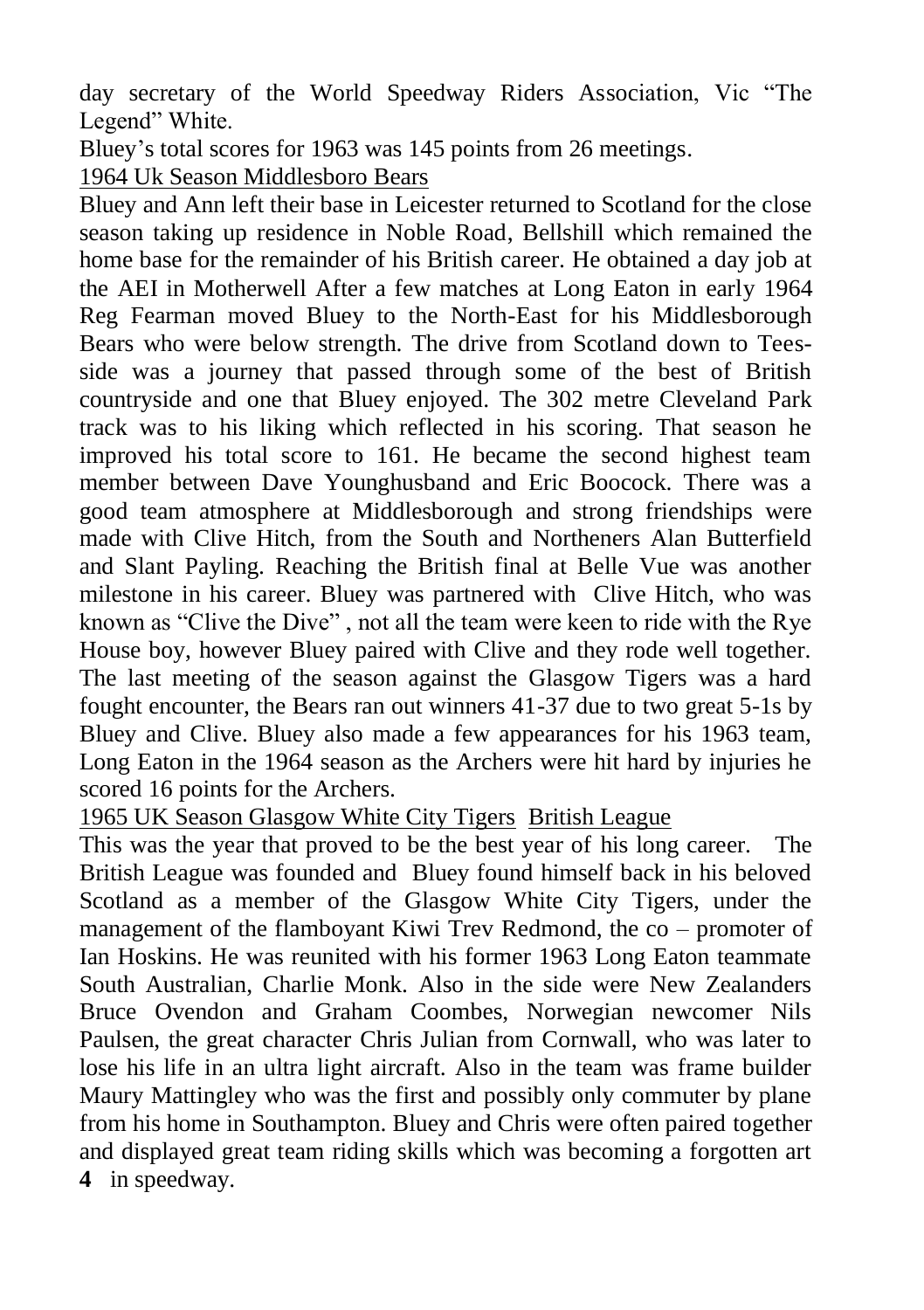day secretary of the World Speedway Riders Association, Vic "The Legend" White.

Bluey's total scores for 1963 was 145 points from 26 meetings.

<u>1964 Uk Season Middlesboro Bears</u>

Bluey and Ann left their base in Leicester returned to Scotland for the close season taking up residence in Noble Road, Bellshill which remained the home base for the remainder of his British career. He obtained a day job at the AEI in Motherwell After a few matches at Long Eaton in early 1964 Reg Fearman moved Bluey to the North-East for his Middlesborough Bears who were below strength. The drive from Scotland down to Tees-side was a journey that passed through some of the best of British countryside and one that Bluey enjoyed. The 302 metre Cleveland Park track was to his liking which reflected in his scoring. That season he improved his total score to 161. He became the second highest team member between Dave Younghusband and Eric Boocock. There was a good team atmosphere at Middlesborough and strong friendships were made with Clive Hitch, from the South and Northeners Alan Butterfield and Slant Payling. Reaching the British final at Belle Vue was another milestone in his career. Bluey was partnered with Clive Hitch, who was known as "Clive the Dive" , not all the team were keen to ride with the Rye House boy, however Bluey paired with Clive and they rode well together. The last meeting of the season against the Glasgow Tigers was a hard fought encounter, the Bears ran out winners 41-37 due to two great 5-1s by Bluey and Clive. Bluey also made a few appearances for his 1963 team, Long Eaton in the 1964 season as the Archers were hit hard by injuries he scored 16 points for the Archers.

<u>1965 UK Season Glasgow White City Tigers</u> <u>British League</u>

This was the year that proved to be the best year of his long career. The British League was founded and Bluey found himself back in his beloved Scotland as a member of the Glasgow White City Tigers, under the management of the flamboyant Kiwi Trev Redmond, the co – promoter of Ian Hoskins. He was reunited with his former 1963 Long Eaton teammate South Australian, Charlie Monk. Also in the side were New Zealanders Bruce Ovendon and Graham Coombes, Norwegian newcomer Nils Paulsen, the great character Chris Julian from Cornwall, who was later to lose his life in an ultra light aircraft. Also in the team was frame builder Maury Mattingley who was the first and possibly only commuter by plane from his home in Southampton. Bluey and Chris were often paired together and displayed great team riding skills which was becoming a forgotten art in speedway.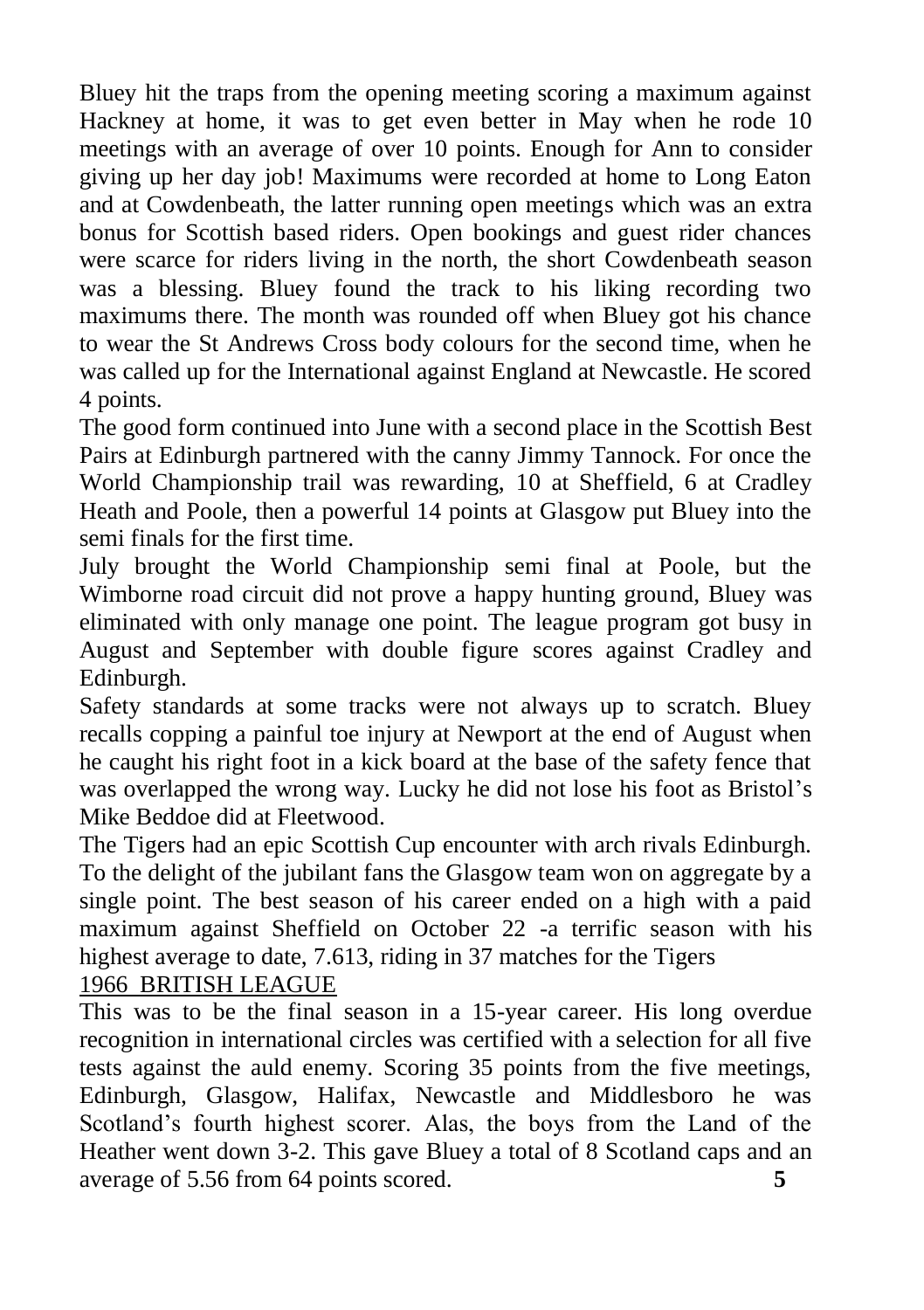Bluey hit the traps from the opening meeting scoring a maximum against Hackney at home, it was to get even better in May when he rode 10 meetings with an average of over 10 points. Enough for Ann to consider giving up her day job! Maximums were recorded at home to Long Eaton and at Cowdenbeath, the latter running open meetings which was an extra bonus for Scottish based riders. Open bookings and guest rider chances were scarce for riders living in the north, the short Cowdenbeath season was a blessing. Bluey found the track to his liking recording two maximums there. The month was rounded off when Bluey got his chance to wear the St Andrews Cross body colours for the second time, when he was called up for the International against England at Newcastle. He scored 4 points.

The good form continued into June with a second place in the Scottish Best Pairs at Edinburgh partnered with the canny Jimmy Tannock. For once the World Championship trail was rewarding, 10 at Sheffield, 6 at Cradley Heath and Poole, then a powerful 14 points at Glasgow put Bluey into the semi finals for the first time.

July brought the World Championship semi final at Poole, but the Wimborne road circuit did not prove a happy hunting ground, Bluey was eliminated with only manage one point. The league program got busy in August and September with double figure scores against Cradley and Edinburgh.

Safety standards at some tracks were not always up to scratch. Bluey recalls copping a painful toe injury at Newport at the end of August when he caught his right foot in a kick board at the base of the safety fence that was overlapped the wrong way. Lucky he did not lose his foot as Bristol's Mike Beddoe did at Fleetwood.

The Tigers had an epic Scottish Cup encounter with arch rivals Edinburgh. To the delight of the jubilant fans the Glasgow team won on aggregate by a single point. The best season of his career ended on a high with a paid maximum against Sheffield on October 22 -a terrific season with his highest average to date, 7.613, riding in 37 matches for the Tigers

## 1966 BRITISH LEAGUE

This was to be the final season in a 15-year career. His long overdue recognition in international circles was certified with a selection for all five tests against the auld enemy. Scoring 35 points from the five meetings, Edinburgh, Glasgow, Halifax, Newcastle and Middlesboro he was Scotland's fourth highest scorer. Alas, the boys from the Land of the Heather went down 3-2. This gave Bluey a total of 8 Scotland caps and an average of 5.56 from 64 points scored.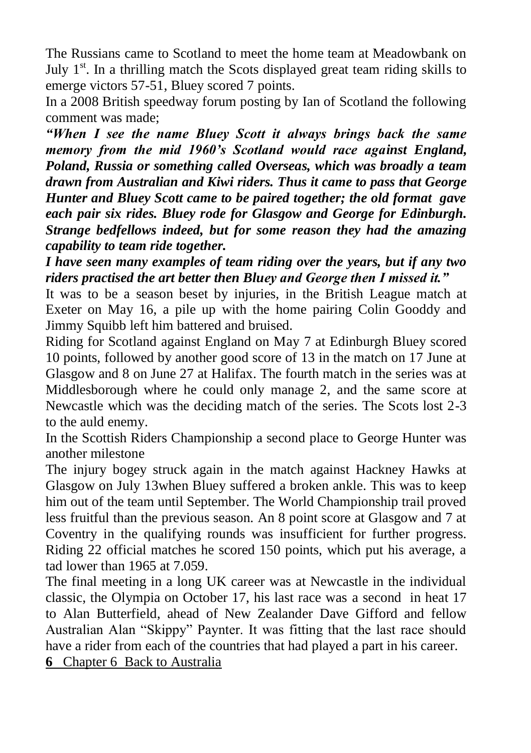The Russians came to Scotland to meet the home team at Meadowbank on July 1st. In a thrilling match the Scots displayed great team riding skills to emerge victors 57-51, Bluey scored 7 points.

In a 2008 British speedway forum posting by Ian of Scotland the following comment was made;

***"When I see the name Bluey Scott it always brings back the same memory from the mid 1960's Scotland would race against England, Poland, Russia or something called Overseas, which was broadly a team drawn from Australian and Kiwi riders. Thus it came to pass that George Hunter and Bluey Scott came to be paired together; the old format gave each pair six rides. Bluey rode for Glasgow and George for Edinburgh. Strange bedfellows indeed, but for some reason they had the amazing capability to team ride together.***

***I have seen many examples of team riding over the years, but if any two riders practised the art better then Bluey and George then I missed it."***

It was to be a season beset by injuries, in the British League match at Exeter on May 16, a pile up with the home pairing Colin Gooddy and Jimmy Squibb left him battered and bruised.

Riding for Scotland against England on May 7 at Edinburgh Bluey scored 10 points, followed by another good score of 13 in the match on 17 June at Glasgow and 8 on June 27 at Halifax. The fourth match in the series was at Middlesborough where he could only manage 2, and the same score at Newcastle which was the deciding match of the series. The Scots lost 2-3 to the auld enemy.

In the Scottish Riders Championship a second place to George Hunter was another milestone

The injury bogey struck again in the match against Hackney Hawks at Glasgow on July 13when Bluey suffered a broken ankle. This was to keep him out of the team until September. The World Championship trail proved less fruitful than the previous season. An 8 point score at Glasgow and 7 at Coventry in the qualifying rounds was insufficient for further progress. Riding 22 official matches he scored 150 points, which put his average, a tad lower than 1965 at 7.059.

The final meeting in a long UK career was at Newcastle in the individual classic, the Olympia on October 17, his last race was a second in heat 17 to Alan Butterfield, ahead of New Zealander Dave Gifford and fellow Australian Alan "Skippy" Paynter. It was fitting that the last race should have a rider from each of the countries that had played a part in his career.

**6** Chapter 6 Back to Australia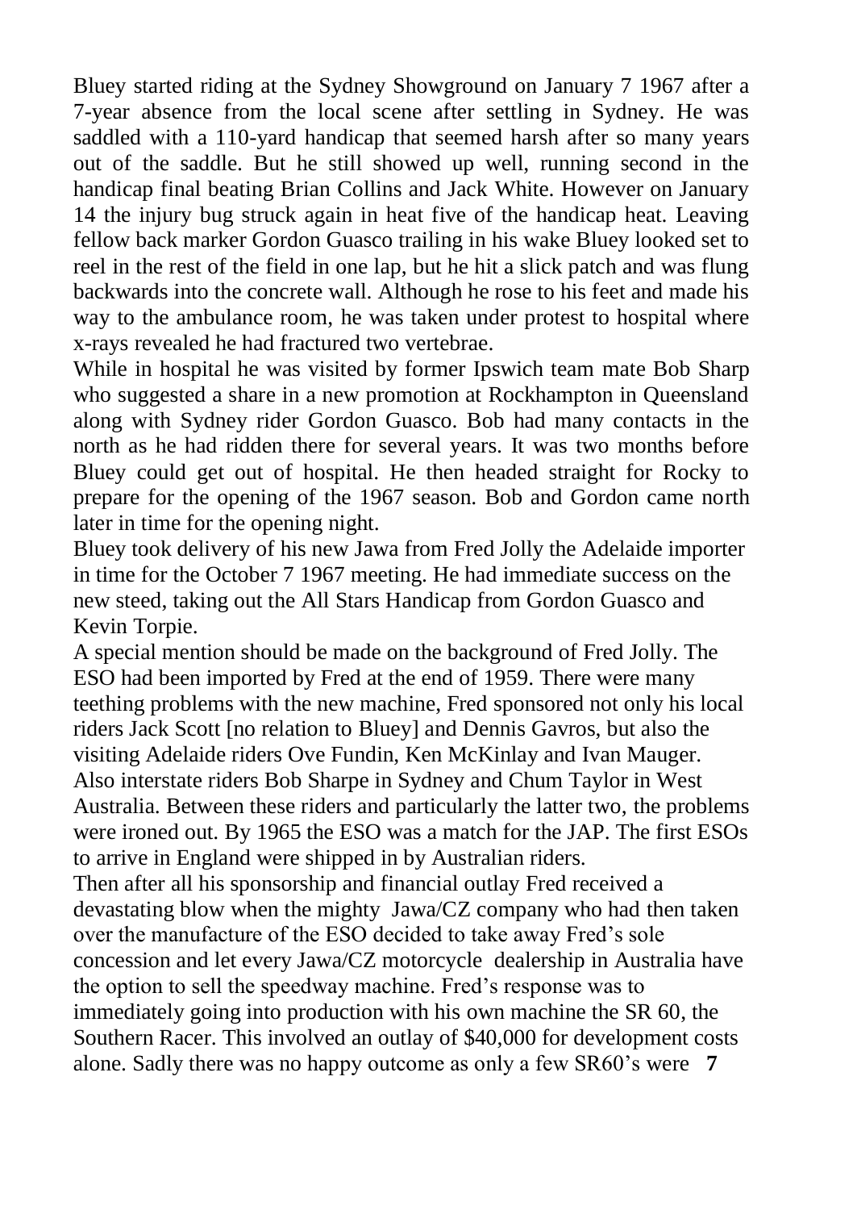Bluey started riding at the Sydney Showground on January 7 1967 after a 7-year absence from the local scene after settling in Sydney. He was saddled with a 110-yard handicap that seemed harsh after so many years out of the saddle. But he still showed up well, running second in the handicap final beating Brian Collins and Jack White. However on January 14 the injury bug struck again in heat five of the handicap heat. Leaving fellow back marker Gordon Guasco trailing in his wake Bluey looked set to reel in the rest of the field in one lap, but he hit a slick patch and was flung backwards into the concrete wall. Although he rose to his feet and made his way to the ambulance room, he was taken under protest to hospital where x-rays revealed he had fractured two vertebrae.

While in hospital he was visited by former Ipswich team mate Bob Sharp who suggested a share in a new promotion at Rockhampton in Queensland along with Sydney rider Gordon Guasco. Bob had many contacts in the north as he had ridden there for several years. It was two months before Bluey could get out of hospital. He then headed straight for Rocky to prepare for the opening of the 1967 season. Bob and Gordon came north later in time for the opening night.

Bluey took delivery of his new Jawa from Fred Jolly the Adelaide importer in time for the October 7 1967 meeting. He had immediate success on the new steed, taking out the All Stars Handicap from Gordon Guasco and Kevin Torpie.

A special mention should be made on the background of Fred Jolly. The ESO had been imported by Fred at the end of 1959. There were many teething problems with the new machine, Fred sponsored not only his local riders Jack Scott [no relation to Bluey] and Dennis Gavros, but also the visiting Adelaide riders Ove Fundin, Ken McKinlay and Ivan Mauger. Also interstate riders Bob Sharpe in Sydney and Chum Taylor in West Australia. Between these riders and particularly the latter two, the problems were ironed out. By 1965 the ESO was a match for the JAP. The first ESOs to arrive in England were shipped in by Australian riders.

Then after all his sponsorship and financial outlay Fred received a devastating blow when the mighty Jawa/CZ company who had then taken over the manufacture of the ESO decided to take away Fred's sole concession and let every Jawa/CZ motorcycle dealership in Australia have the option to sell the speedway machine. Fred's response was to immediately going into production with his own machine the SR 60, the Southern Racer. This involved an outlay of $40,000 for development costs alone. Sadly there was no happy outcome as only a few SR60's were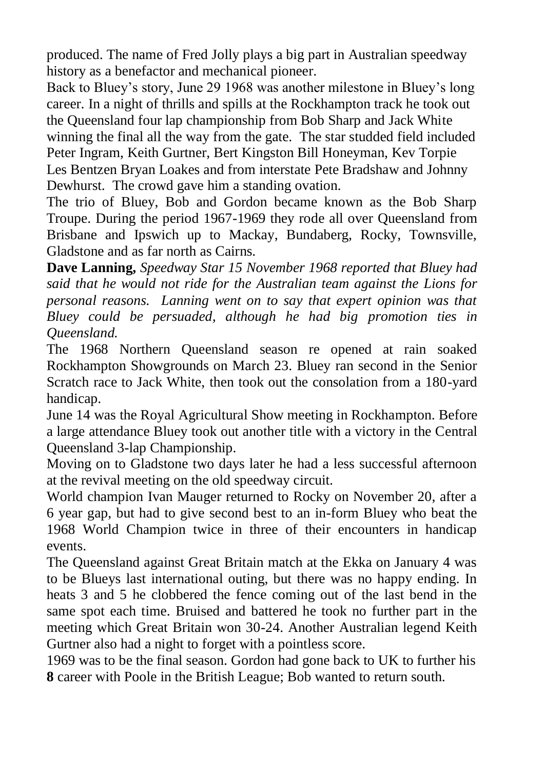produced. The name of Fred Jolly plays a big part in Australian speedway history as a benefactor and mechanical pioneer.

Back to Bluey's story, June 29 1968 was another milestone in Bluey's long career. In a night of thrills and spills at the Rockhampton track he took out the Queensland four lap championship from Bob Sharp and Jack White winning the final all the way from the gate. The star studded field included Peter Ingram, Keith Gurtner, Bert Kingston Bill Honeyman, Kev Torpie Les Bentzen Bryan Loakes and from interstate Pete Bradshaw and Johnny Dewhurst. The crowd gave him a standing ovation.

The trio of Bluey, Bob and Gordon became known as the Bob Sharp Troupe. During the period 1967-1969 they rode all over Queensland from Brisbane and Ipswich up to Mackay, Bundaberg, Rocky, Townsville, Gladstone and as far north as Cairns.

**Dave Lanning,** *Speedway Star 15 November 1968 reported that Bluey had said that he would not ride for the Australian team against the Lions for personal reasons. Lanning went on to say that expert opinion was that Bluey could be persuaded, although he had big promotion ties in Queensland.*

The 1968 Northern Queensland season re opened at rain soaked Rockhampton Showgrounds on March 23. Bluey ran second in the Senior Scratch race to Jack White, then took out the consolation from a 180-yard handicap.

June 14 was the Royal Agricultural Show meeting in Rockhampton. Before a large attendance Bluey took out another title with a victory in the Central Queensland 3-lap Championship.

Moving on to Gladstone two days later he had a less successful afternoon at the revival meeting on the old speedway circuit.

World champion Ivan Mauger returned to Rocky on November 20, after a 6 year gap, but had to give second best to an in-form Bluey who beat the 1968 World Champion twice in three of their encounters in handicap events.

The Queensland against Great Britain match at the Ekka on January 4 was to be Blueys last international outing, but there was no happy ending. In heats 3 and 5 he clobbered the fence coming out of the last bend in the same spot each time. Bruised and battered he took no further part in the meeting which Great Britain won 30-24. Another Australian legend Keith Gurtner also had a night to forget with a pointless score.

1969 was to be the final season. Gordon had gone back to UK to further his career with Poole in the British League; Bob wanted to return south.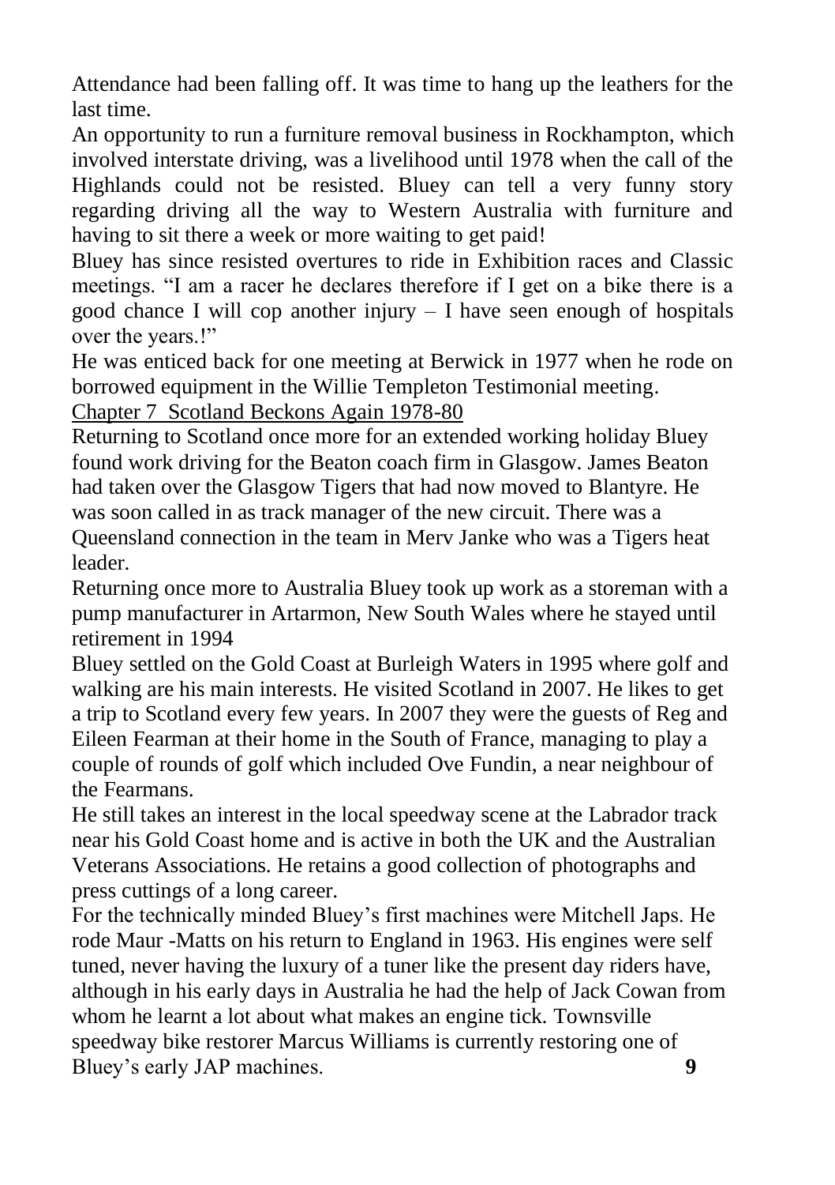Attendance had been falling off. It was time to hang up the leathers for the last time.

An opportunity to run a furniture removal business in Rockhampton, which involved interstate driving, was a livelihood until 1978 when the call of the Highlands could not be resisted. Bluey can tell a very funny story regarding driving all the way to Western Australia with furniture and having to sit there a week or more waiting to get paid!

Bluey has since resisted overtures to ride in Exhibition races and Classic meetings. "I am a racer he declares therefore if I get on a bike there is a good chance I will cop another injury – I have seen enough of hospitals over the years.!"

He was enticed back for one meeting at Berwick in 1977 when he rode on borrowed equipment in the Willie Templeton Testimonial meeting.

## Chapter 7 Scotland Beckons Again 1978-80

Returning to Scotland once more for an extended working holiday Bluey found work driving for the Beaton coach firm in Glasgow. James Beaton had taken over the Glasgow Tigers that had now moved to Blantyre. He was soon called in as track manager of the new circuit. There was a Queensland connection in the team in Merv Janke who was a Tigers heat leader.

Returning once more to Australia Bluey took up work as a storeman with a pump manufacturer in Artarmon, New South Wales where he stayed until retirement in 1994

Bluey settled on the Gold Coast at Burleigh Waters in 1995 where golf and walking are his main interests. He visited Scotland in 2007. He likes to get a trip to Scotland every few years. In 2007 they were the guests of Reg and Eileen Fearman at their home in the South of France, managing to play a couple of rounds of golf which included Ove Fundin, a near neighbour of the Fearmans.

He still takes an interest in the local speedway scene at the Labrador track near his Gold Coast home and is active in both the UK and the Australian Veterans Associations. He retains a good collection of photographs and press cuttings of a long career.

For the technically minded Bluey's first machines were Mitchell Japs. He rode Maur -Matts on his return to England in 1963. His engines were self tuned, never having the luxury of a tuner like the present day riders have, although in his early days in Australia he had the help of Jack Cowan from whom he learnt a lot about what makes an engine tick. Townsville speedway bike restorer Marcus Williams is currently restoring one of Bluey's early JAP machines.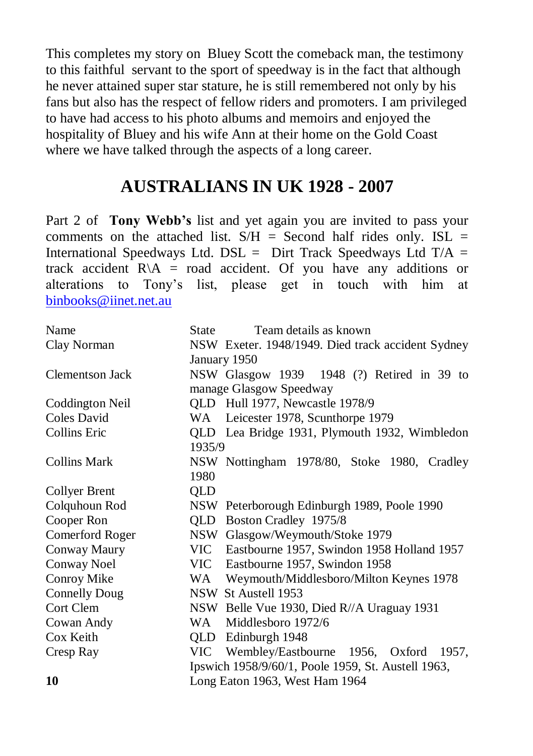This completes my story on Bluey Scott the comeback man, the testimony to this faithful servant to the sport of speedway is in the fact that although he never attained super star stature, he is still remembered not only by his fans but also has the respect of fellow riders and promoters. I am privileged to have had access to his photo albums and memoirs and enjoyed the hospitality of Bluey and his wife Ann at their home on the Gold Coast where we have talked through the aspects of a long career.

## AUSTRALIANS IN UK 1928 - 2007

Part 2 of **Tony Webb's** list and yet again you are invited to pass your comments on the attached list. S/H = Second half rides only. ISL = International Speedways Ltd. DSL = Dirt Track Speedways Ltd T/A = track accident R\A = road accident. Of you have any additions or alterations to Tony's list, please get in touch with him at binbooks@iinet.net.au

| Name | State | Team details as known |
|---|---|---|
| Clay Norman | NSW | Exeter. 1948/1949. Died track accident Sydney January 1950 |
| Clementson Jack | NSW | Glasgow 1939 1948 (?) Retired in 39 to manage Glasgow Speedway |
| Coddington Neil | QLD | Hull 1977, Newcastle 1978/9 |
| Coles David | WA | Leicester 1978, Scunthorpe 1979 |
| Collins Eric | QLD | Lea Bridge 1931, Plymouth 1932, Wimbledon 1935/9 |
| Collins Mark | NSW | Nottingham 1978/80, Stoke 1980, Cradley 1980 |
| Collyer Brent | QLD | |
| Colquhoun Rod | NSW | Peterborough Edinburgh 1989, Poole 1990 |
| Cooper Ron | QLD | Boston Cradley 1975/8 |
| Comerford Roger | NSW | Glasgow/Weymouth/Stoke 1979 |
| Conway Maury | VIC | Eastbourne 1957, Swindon 1958 Holland 1957 |
| Conway Noel | VIC | Eastbourne 1957, Swindon 1958 |
| Conroy Mike | WA | Weymouth/Middlesboro/Milton Keynes 1978 |
| Connelly Doug | NSW | St Austell 1953 |
| Cort Clem | NSW | Belle Vue 1930, Died R//A Uraguay 1931 |
| Cowan Andy | WA | Middlesboro 1972/6 |
| Cox Keith | QLD | Edinburgh 1948 |
| Cresp Ray | VIC | Wembley/Eastbourne 1956, Oxford 1957, Ipswich 1958/9/60/1, Poole 1959, St. Austell 1963, Long Eaton 1963, West Ham 1964 |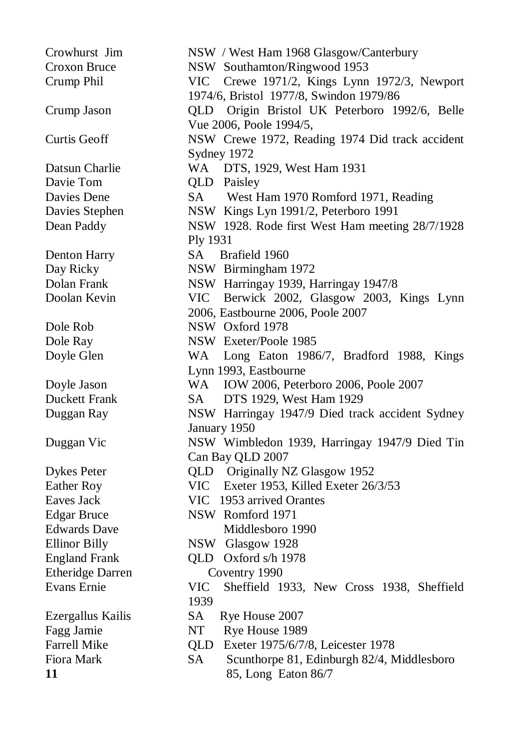| | |
|---|---|
| Crowhurst Jim | NSW / West Ham 1968 Glasgow/Canterbury |
| Croxon Bruce | NSW Southamton/Ringwood 1953 |
| Crump Phil | VIC Crewe 1971/2, Kings Lynn 1972/3, Newport 1974/6, Bristol 1977/8, Swindon 1979/86 |
| Crump Jason | QLD Origin Bristol UK Peterboro 1992/6, Belle Vue 2006, Poole 1994/5, |
| Curtis Geoff | NSW Crewe 1972, Reading 1974 Did track accident Sydney 1972 |
| Datsun Charlie | WA DTS, 1929, West Ham 1931 |
| Davie Tom | QLD Paisley |
| Davies Dene | SA West Ham 1970 Romford 1971, Reading |
| Davies Stephen | NSW Kings Lyn 1991/2, Peterboro 1991 |
| Dean Paddy | NSW 1928. Rode first West Ham meeting 28/7/1928 Ply 1931 |
| Denton Harry | SA Brafield 1960 |
| Day Ricky | NSW Birmingham 1972 |
| Dolan Frank | NSW Harringay 1939, Harringay 1947/8 |
| Doolan Kevin | VIC Berwick 2002, Glasgow 2003, Kings Lynn 2006, Eastbourne 2006, Poole 2007 |
| Dole Rob | NSW Oxford 1978 |
| Dole Ray | NSW Exeter/Poole 1985 |
| Doyle Glen | WA Long Eaton 1986/7, Bradford 1988, Kings Lynn 1993, Eastbourne |
| Doyle Jason | WA IOW 2006, Peterboro 2006, Poole 2007 |
| Duckett Frank | SA DTS 1929, West Ham 1929 |
| Duggan Ray | NSW Harringay 1947/9 Died track accident Sydney January 1950 |
| Duggan Vic | NSW Wimbledon 1939, Harringay 1947/9 Died Tin Can Bay QLD 2007 |
| Dykes Peter | QLD Originally NZ Glasgow 1952 |
| Eather Roy | VIC Exeter 1953, Killed Exeter 26/3/53 |
| Eaves Jack | VIC 1953 arrived Orantes |
| Edgar Bruce | NSW Romford 1971 |
| Edwards Dave | Middlesboro 1990 |
| Ellinor Billy | NSW Glasgow 1928 |
| England Frank | QLD Oxford s/h 1978 |
| Etheridge Darren | Coventry 1990 |
| Evans Ernie | VIC Sheffield 1933, New Cross 1938, Sheffield 1939 |
| Ezergallus Kailis | SA Rye House 2007 |
| Fagg Jamie | NT Rye House 1989 |
| Farrell Mike | QLD Exeter 1975/6/7/8, Leicester 1978 |
| Fiora Mark | SA Scunthorpe 81, Edinburgh 82/4, Middlesboro 85, Long Eaton 86/7 |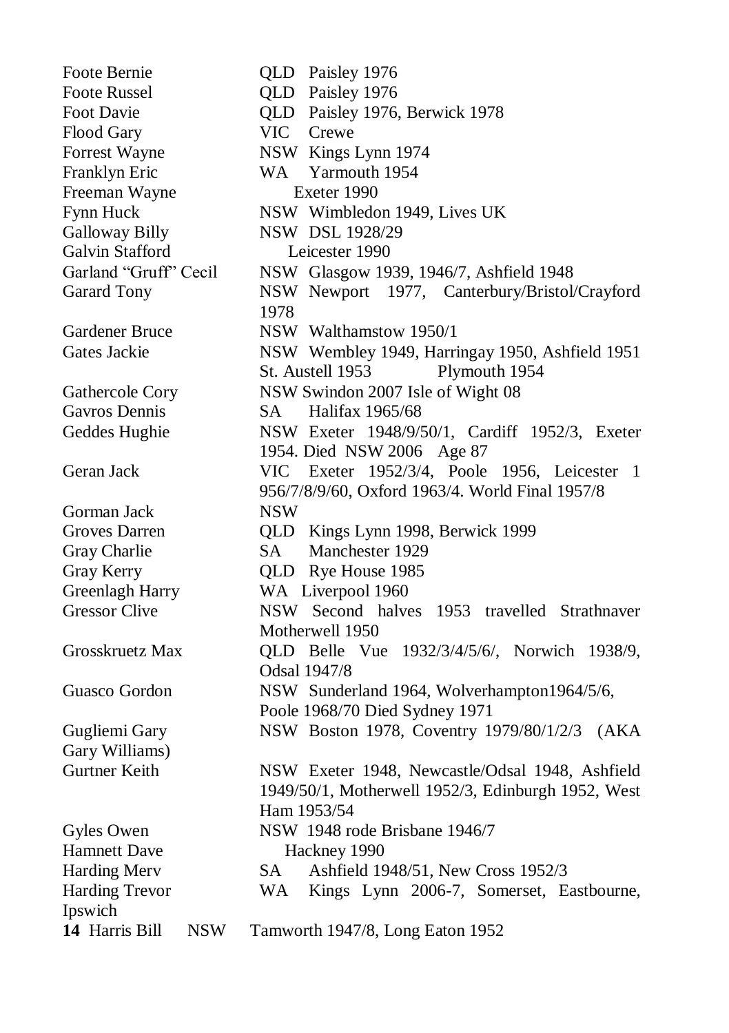| | |
|---|---|
| Foote Bernie | QLD Paisley 1976 |
| Foote Russel | QLD Paisley 1976 |
| Foot Davie | QLD Paisley 1976, Berwick 1978 |
| Flood Gary | VIC Crewe |
| Forrest Wayne | NSW Kings Lynn 1974 |
| Franklyn Eric | WA Yarmouth 1954 |
| Freeman Wayne | Exeter 1990 |
| Fynn Huck | NSW Wimbledon 1949, Lives UK |
| Galloway Billy | NSW DSL 1928/29 |
| Galvin Stafford | Leicester 1990 |
| Garland "Gruff" Cecil | NSW Glasgow 1939, 1946/7, Ashfield 1948 |
| Garard Tony | NSW Newport 1977, Canterbury/Bristol/Crayford 1978 |
| Gardener Bruce | NSW Walthamstow 1950/1 |
| Gates Jackie | NSW Wembley 1949, Harringay 1950, Ashfield 1951 St. Austell 1953 Plymouth 1954 |
| Gathercole Cory | NSW Swindon 2007 Isle of Wight 08 |
| Gavros Dennis | SA Halifax 1965/68 |
| Geddes Hughie | NSW Exeter 1948/9/50/1, Cardiff 1952/3, Exeter 1954. Died NSW 2006 Age 87 |
| Geran Jack | VIC Exeter 1952/3/4, Poole 1956, Leicester 1 956/7/8/9/60, Oxford 1963/4. World Final 1957/8 |
| Gorman Jack | NSW |
| Groves Darren | QLD Kings Lynn 1998, Berwick 1999 |
| Gray Charlie | SA Manchester 1929 |
| Gray Kerry | QLD Rye House 1985 |
| Greenlagh Harry | WA Liverpool 1960 |
| Gressor Clive | NSW Second halves 1953 travelled Strathnaver Motherwell 1950 |
| Grosskruetz Max | QLD Belle Vue 1932/3/4/5/6/, Norwich 1938/9, Odsal 1947/8 |
| Guasco Gordon | NSW Sunderland 1964, Wolverhampton1964/5/6, Poole 1968/70 Died Sydney 1971 |
| Gugliemi Gary Gary Williams) | NSW Boston 1978, Coventry 1979/80/1/2/3 (AKA |
| Gurtner Keith | NSW Exeter 1948, Newcastle/Odsal 1948, Ashfield 1949/50/1, Motherwell 1952/3, Edinburgh 1952, West Ham 1953/54 |
| Gyles Owen | NSW 1948 rode Brisbane 1946/7 |
| Hamnett Dave | Hackney 1990 |
| Harding Merv | SA Ashfield 1948/51, New Cross 1952/3 |
| Harding Trevor Ipswich | WA Kings Lynn 2006-7, Somerset, Eastbourne, |
| Harris Bill NSW | Tamworth 1947/8, Long Eaton 1952 |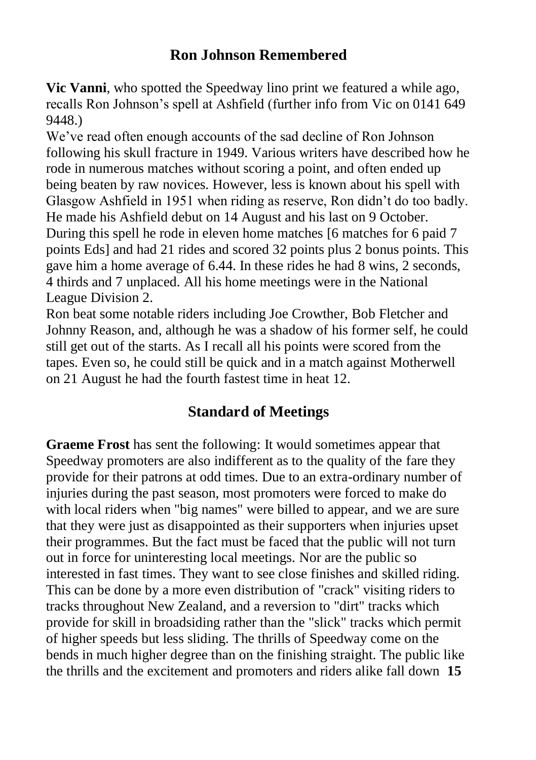## Ron Johnson Remembered

**Vic Vanni**, who spotted the Speedway lino print we featured a while ago, recalls Ron Johnson's spell at Ashfield (further info from Vic on 0141 649 9448.)

We've read often enough accounts of the sad decline of Ron Johnson following his skull fracture in 1949. Various writers have described how he rode in numerous matches without scoring a point, and often ended up being beaten by raw novices. However, less is known about his spell with Glasgow Ashfield in 1951 when riding as reserve, Ron didn't do too badly. He made his Ashfield debut on 14 August and his last on 9 October. During this spell he rode in eleven home matches [6 matches for 6 paid 7 points Eds] and had 21 rides and scored 32 points plus 2 bonus points. This gave him a home average of 6.44. In these rides he had 8 wins, 2 seconds, 4 thirds and 7 unplaced. All his home meetings were in the National League Division 2.

Ron beat some notable riders including Joe Crowther, Bob Fletcher and Johnny Reason, and, although he was a shadow of his former self, he could still get out of the starts. As I recall all his points were scored from the tapes. Even so, he could still be quick and in a match against Motherwell on 21 August he had the fourth fastest time in heat 12.

## Standard of Meetings

**Graeme Frost** has sent the following: It would sometimes appear that Speedway promoters are also indifferent as to the quality of the fare they provide for their patrons at odd times. Due to an extra-ordinary number of injuries during the past season, most promoters were forced to make do with local riders when "big names" were billed to appear, and we are sure that they were just as disappointed as their supporters when injuries upset their programmes. But the fact must be faced that the public will not turn out in force for uninteresting local meetings. Nor are the public so interested in fast times. They want to see close finishes and skilled riding. This can be done by a more even distribution of "crack" visiting riders to tracks throughout New Zealand, and a reversion to "dirt" tracks which provide for skill in broadsiding rather than the "slick" tracks which permit of higher speeds but less sliding. The thrills of Speedway come on the bends in much higher degree than on the finishing straight. The public like the thrills and the excitement and promoters and riders alike fall down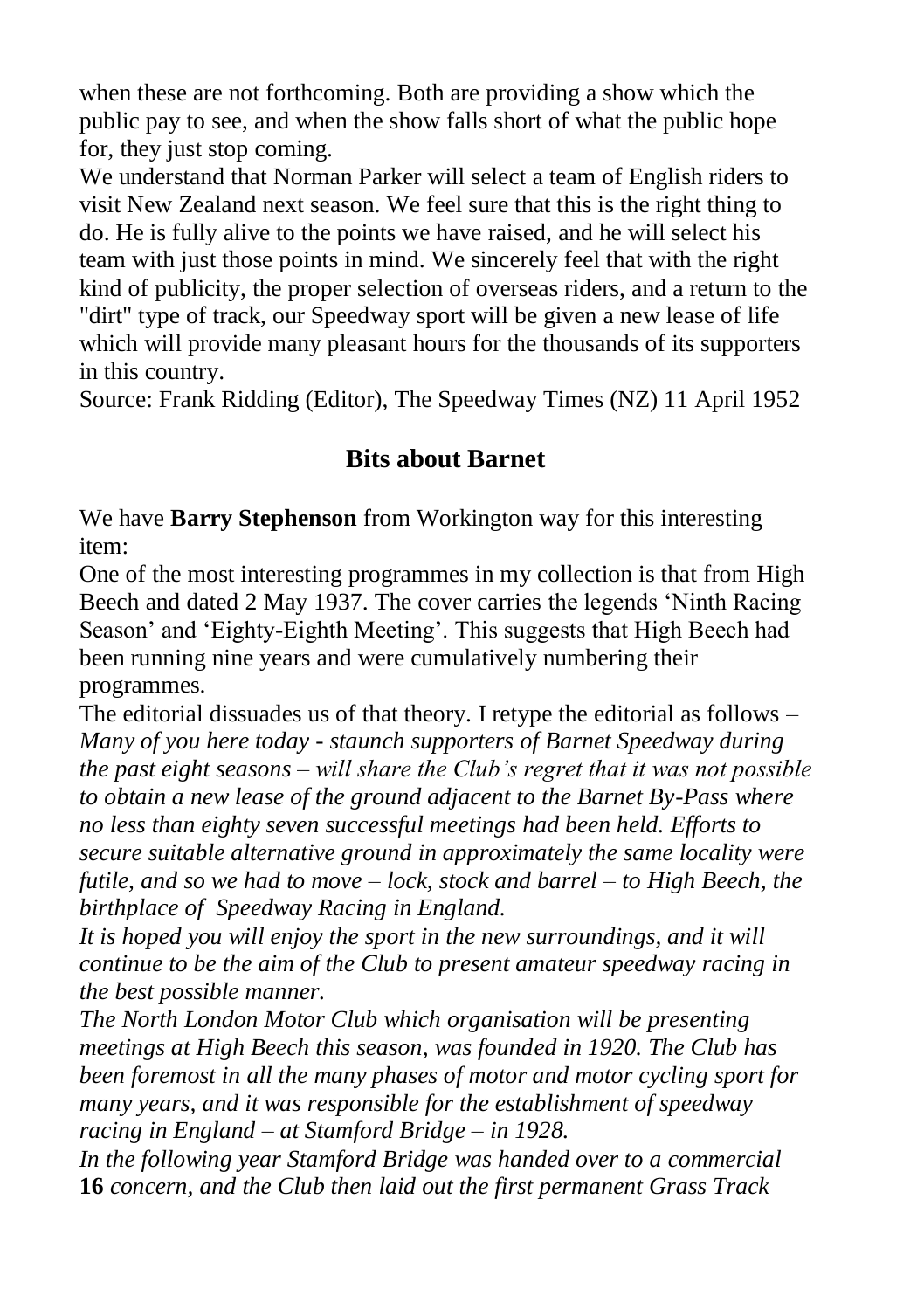when these are not forthcoming. Both are providing a show which the public pay to see, and when the show falls short of what the public hope for, they just stop coming.

We understand that Norman Parker will select a team of English riders to visit New Zealand next season. We feel sure that this is the right thing to do. He is fully alive to the points we have raised, and he will select his team with just those points in mind. We sincerely feel that with the right kind of publicity, the proper selection of overseas riders, and a return to the "dirt" type of track, our Speedway sport will be given a new lease of life which will provide many pleasant hours for the thousands of its supporters in this country.

Source: Frank Ridding (Editor), The Speedway Times (NZ) 11 April 1952

## Bits about Barnet

We have **Barry Stephenson** from Workington way for this interesting item:

One of the most interesting programmes in my collection is that from High Beech and dated 2 May 1937. The cover carries the legends 'Ninth Racing Season' and 'Eighty-Eighth Meeting'. This suggests that High Beech had been running nine years and were cumulatively numbering their programmes.

The editorial dissuades us of that theory. I retype the editorial as follows – *Many of you here today - staunch supporters of Barnet Speedway during the past eight seasons – will share the Club's regret that it was not possible to obtain a new lease of the ground adjacent to the Barnet By-Pass where no less than eighty seven successful meetings had been held. Efforts to secure suitable alternative ground in approximately the same locality were futile, and so we had to move – lock, stock and barrel – to High Beech, the birthplace of Speedway Racing in England.*

*It is hoped you will enjoy the sport in the new surroundings, and it will continue to be the aim of the Club to present amateur speedway racing in the best possible manner.*

*The North London Motor Club which organisation will be presenting meetings at High Beech this season, was founded in 1920. The Club has been foremost in all the many phases of motor and motor cycling sport for many years, and it was responsible for the establishment of speedway racing in England – at Stamford Bridge – in 1928.*

*In the following year Stamford Bridge was handed over to a commercial concern, and the Club then laid out the first permanent Grass Track*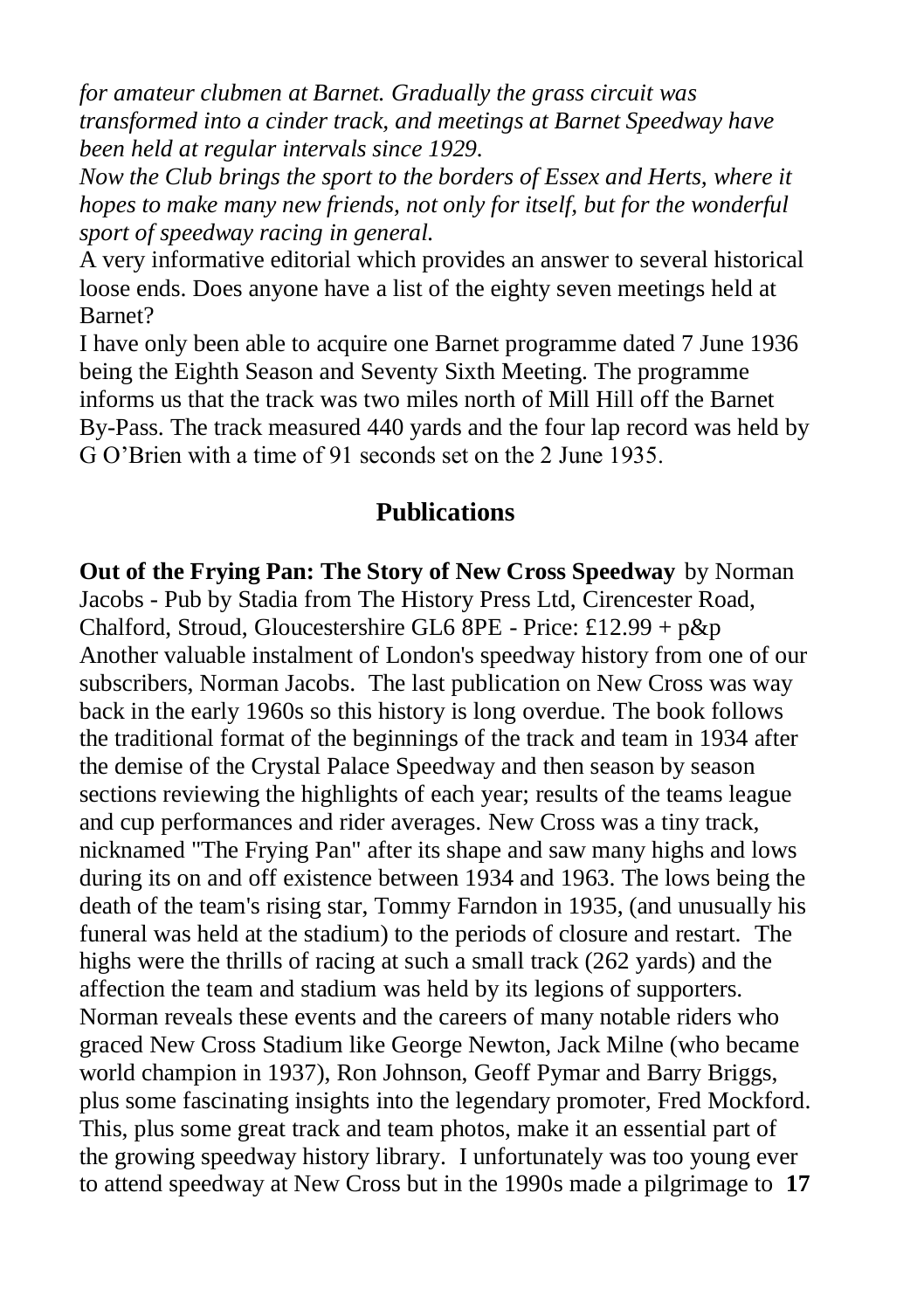*for amateur clubmen at Barnet. Gradually the grass circuit was transformed into a cinder track, and meetings at Barnet Speedway have been held at regular intervals since 1929.*
*Now the Club brings the sport to the borders of Essex and Herts, where it hopes to make many new friends, not only for itself, but for the wonderful sport of speedway racing in general.*
A very informative editorial which provides an answer to several historical loose ends. Does anyone have a list of the eighty seven meetings held at Barnet?
I have only been able to acquire one Barnet programme dated 7 June 1936 being the Eighth Season and Seventy Sixth Meeting. The programme informs us that the track was two miles north of Mill Hill off the Barnet By-Pass. The track measured 440 yards and the four lap record was held by G O'Brien with a time of 91 seconds set on the 2 June 1935.

## Publications

**Out of the Frying Pan: The Story of New Cross Speedway** by Norman Jacobs - Pub by Stadia from The History Press Ltd, Cirencester Road, Chalford, Stroud, Gloucestershire GL6 8PE - Price: £12.99 + p&p
Another valuable instalment of London's speedway history from one of our subscribers, Norman Jacobs. The last publication on New Cross was way back in the early 1960s so this history is long overdue. The book follows the traditional format of the beginnings of the track and team in 1934 after the demise of the Crystal Palace Speedway and then season by season sections reviewing the highlights of each year; results of the teams league and cup performances and rider averages. New Cross was a tiny track, nicknamed "The Frying Pan" after its shape and saw many highs and lows during its on and off existence between 1934 and 1963. The lows being the death of the team's rising star, Tommy Farndon in 1935, (and unusually his funeral was held at the stadium) to the periods of closure and restart. The highs were the thrills of racing at such a small track (262 yards) and the affection the team and stadium was held by its legions of supporters. Norman reveals these events and the careers of many notable riders who graced New Cross Stadium like George Newton, Jack Milne (who became world champion in 1937), Ron Johnson, Geoff Pymar and Barry Briggs, plus some fascinating insights into the legendary promoter, Fred Mockford. This, plus some great track and team photos, make it an essential part of the growing speedway history library. I unfortunately was too young ever to attend speedway at New Cross but in the 1990s made a pilgrimage to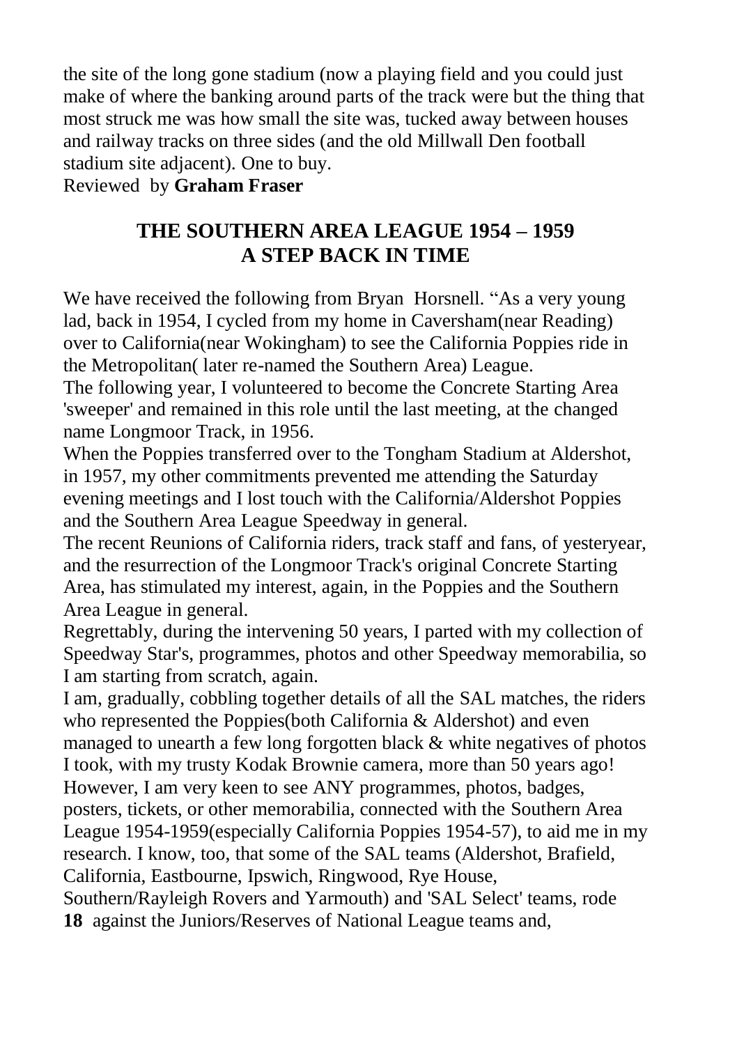the site of the long gone stadium (now a playing field and you could just make of where the banking around parts of the track were but the thing that most struck me was how small the site was, tucked away between houses and railway tracks on three sides (and the old Millwall Den football stadium site adjacent). One to buy.
Reviewed by **Graham Fraser**

## THE SOUTHERN AREA LEAGUE 1954 – 1959
## A STEP BACK IN TIME

We have received the following from Bryan Horsnell. "As a very young lad, back in 1954, I cycled from my home in Caversham(near Reading) over to California(near Wokingham) to see the California Poppies ride in the Metropolitan( later re-named the Southern Area) League.
The following year, I volunteered to become the Concrete Starting Area 'sweeper' and remained in this role until the last meeting, at the changed name Longmoor Track, in 1956.
When the Poppies transferred over to the Tongham Stadium at Aldershot, in 1957, my other commitments prevented me attending the Saturday evening meetings and I lost touch with the California/Aldershot Poppies and the Southern Area League Speedway in general.
The recent Reunions of California riders, track staff and fans, of yesteryear, and the resurrection of the Longmoor Track's original Concrete Starting Area, has stimulated my interest, again, in the Poppies and the Southern Area League in general.
Regrettably, during the intervening 50 years, I parted with my collection of Speedway Star's, programmes, photos and other Speedway memorabilia, so I am starting from scratch, again.
I am, gradually, cobbling together details of all the SAL matches, the riders who represented the Poppies(both California & Aldershot) and even managed to unearth a few long forgotten black & white negatives of photos I took, with my trusty Kodak Brownie camera, more than 50 years ago!
However, I am very keen to see ANY programmes, photos, badges, posters, tickets, or other memorabilia, connected with the Southern Area League 1954-1959(especially California Poppies 1954-57), to aid me in my research. I know, too, that some of the SAL teams (Aldershot, Brafield, California, Eastbourne, Ipswich, Ringwood, Rye House, Southern/Rayleigh Rovers and Yarmouth) and 'SAL Select' teams, rode against the Juniors/Reserves of National League teams and,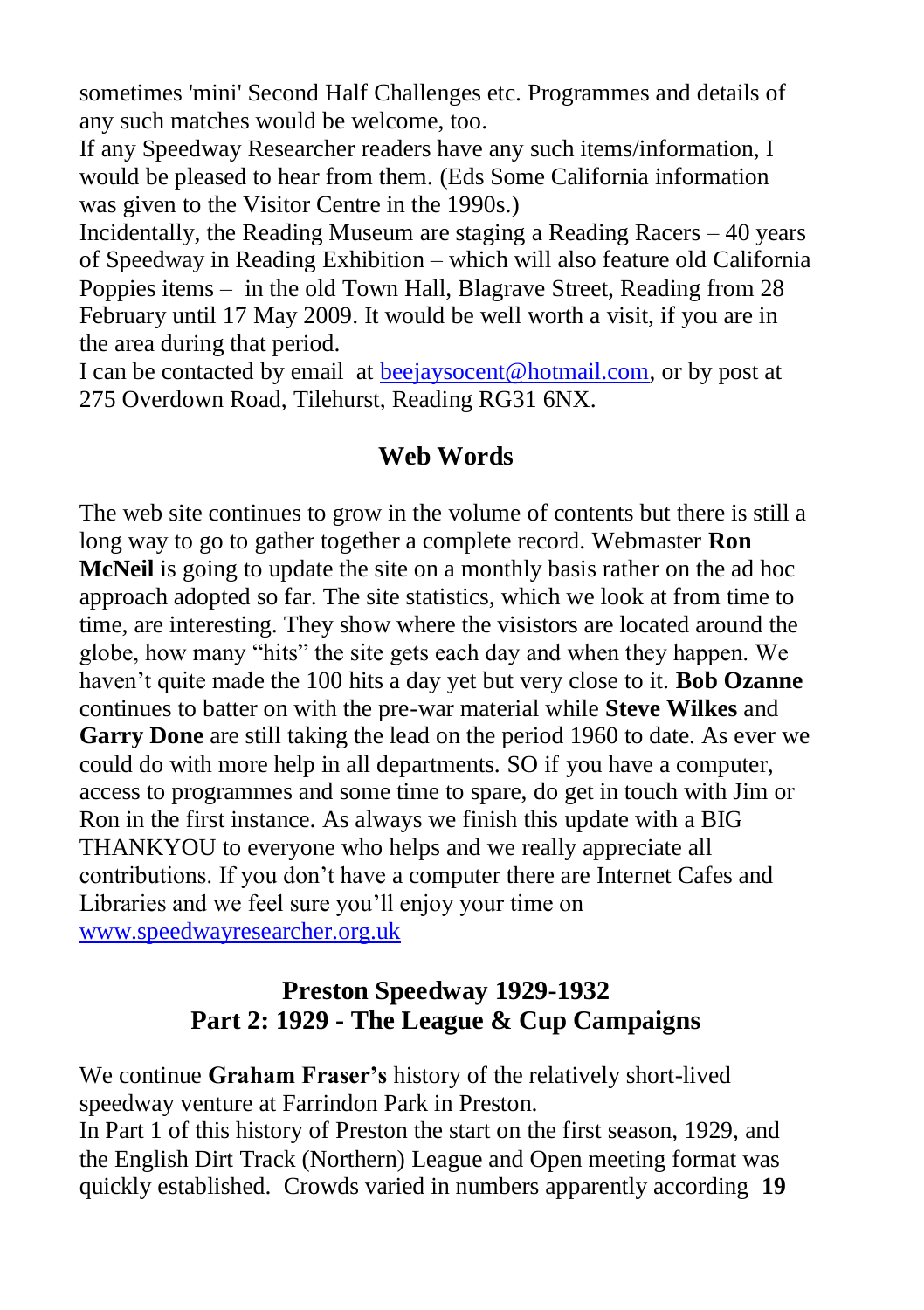sometimes 'mini' Second Half Challenges etc. Programmes and details of any such matches would be welcome, too.

If any Speedway Researcher readers have any such items/information, I would be pleased to hear from them. (Eds Some California information was given to the Visitor Centre in the 1990s.)

Incidentally, the Reading Museum are staging a Reading Racers – 40 years of Speedway in Reading Exhibition – which will also feature old California Poppies items – in the old Town Hall, Blagrave Street, Reading from 28 February until 17 May 2009. It would be well worth a visit, if you are in the area during that period.

I can be contacted by email at beejaysocent@hotmail.com, or by post at 275 Overdown Road, Tilehurst, Reading RG31 6NX.

## Web Words

The web site continues to grow in the volume of contents but there is still a long way to go to gather together a complete record. Webmaster **Ron McNeil** is going to update the site on a monthly basis rather on the ad hoc approach adopted so far. The site statistics, which we look at from time to time, are interesting. They show where the visistors are located around the globe, how many "hits" the site gets each day and when they happen. We haven't quite made the 100 hits a day yet but very close to it. **Bob Ozanne** continues to batter on with the pre-war material while **Steve Wilkes** and **Garry Done** are still taking the lead on the period 1960 to date. As ever we could do with more help in all departments. SO if you have a computer, access to programmes and some time to spare, do get in touch with Jim or Ron in the first instance. As always we finish this update with a BIG THANKYOU to everyone who helps and we really appreciate all contributions. If you don't have a computer there are Internet Cafes and Libraries and we feel sure you'll enjoy your time on www.speedwayresearcher.org.uk

## Preston Speedway 1929-1932
## Part 2: 1929 - The League & Cup Campaigns

We continue **Graham Fraser's** history of the relatively short-lived speedway venture at Farrindon Park in Preston.

In Part 1 of this history of Preston the start on the first season, 1929, and the English Dirt Track (Northern) League and Open meeting format was quickly established. Crowds varied in numbers apparently according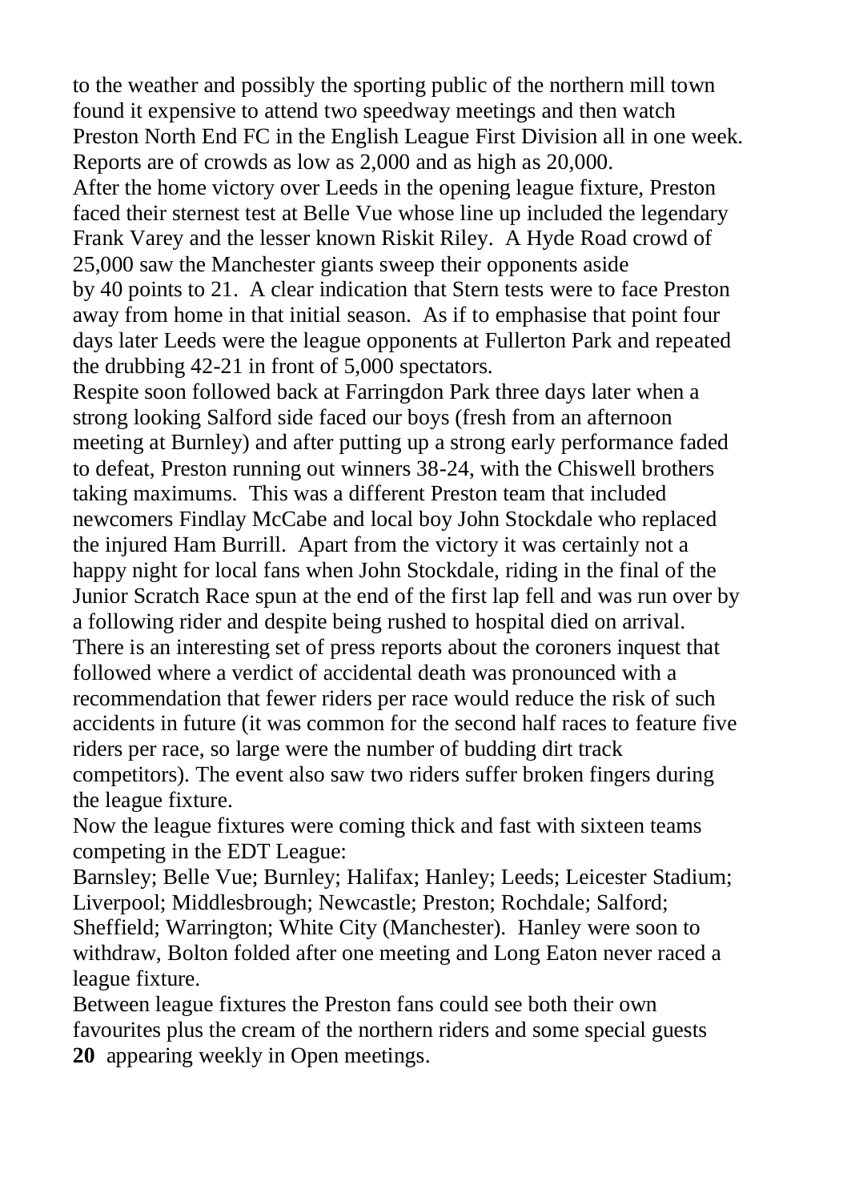to the weather and possibly the sporting public of the northern mill town found it expensive to attend two speedway meetings and then watch Preston North End FC in the English League First Division all in one week. Reports are of crowds as low as 2,000 and as high as 20,000.

After the home victory over Leeds in the opening league fixture, Preston faced their sternest test at Belle Vue whose line up included the legendary Frank Varey and the lesser known Riskit Riley. A Hyde Road crowd of 25,000 saw the Manchester giants sweep their opponents aside by 40 points to 21. A clear indication that Stern tests were to face Preston away from home in that initial season. As if to emphasise that point four days later Leeds were the league opponents at Fullerton Park and repeated the drubbing 42-21 in front of 5,000 spectators.

Respite soon followed back at Farringdon Park three days later when a strong looking Salford side faced our boys (fresh from an afternoon meeting at Burnley) and after putting up a strong early performance faded to defeat, Preston running out winners 38-24, with the Chiswell brothers taking maximums. This was a different Preston team that included newcomers Findlay McCabe and local boy John Stockdale who replaced the injured Ham Burrill. Apart from the victory it was certainly not a happy night for local fans when John Stockdale, riding in the final of the Junior Scratch Race spun at the end of the first lap fell and was run over by a following rider and despite being rushed to hospital died on arrival. There is an interesting set of press reports about the coroners inquest that followed where a verdict of accidental death was pronounced with a recommendation that fewer riders per race would reduce the risk of such accidents in future (it was common for the second half races to feature five riders per race, so large were the number of budding dirt track competitors). The event also saw two riders suffer broken fingers during the league fixture.

Now the league fixtures were coming thick and fast with sixteen teams competing in the EDT League:

Barnsley; Belle Vue; Burnley; Halifax; Hanley; Leeds; Leicester Stadium; Liverpool; Middlesbrough; Newcastle; Preston; Rochdale; Salford; Sheffield; Warrington; White City (Manchester). Hanley were soon to withdraw, Bolton folded after one meeting and Long Eaton never raced a league fixture.

Between league fixtures the Preston fans could see both their own favourites plus the cream of the northern riders and some special guests appearing weekly in Open meetings.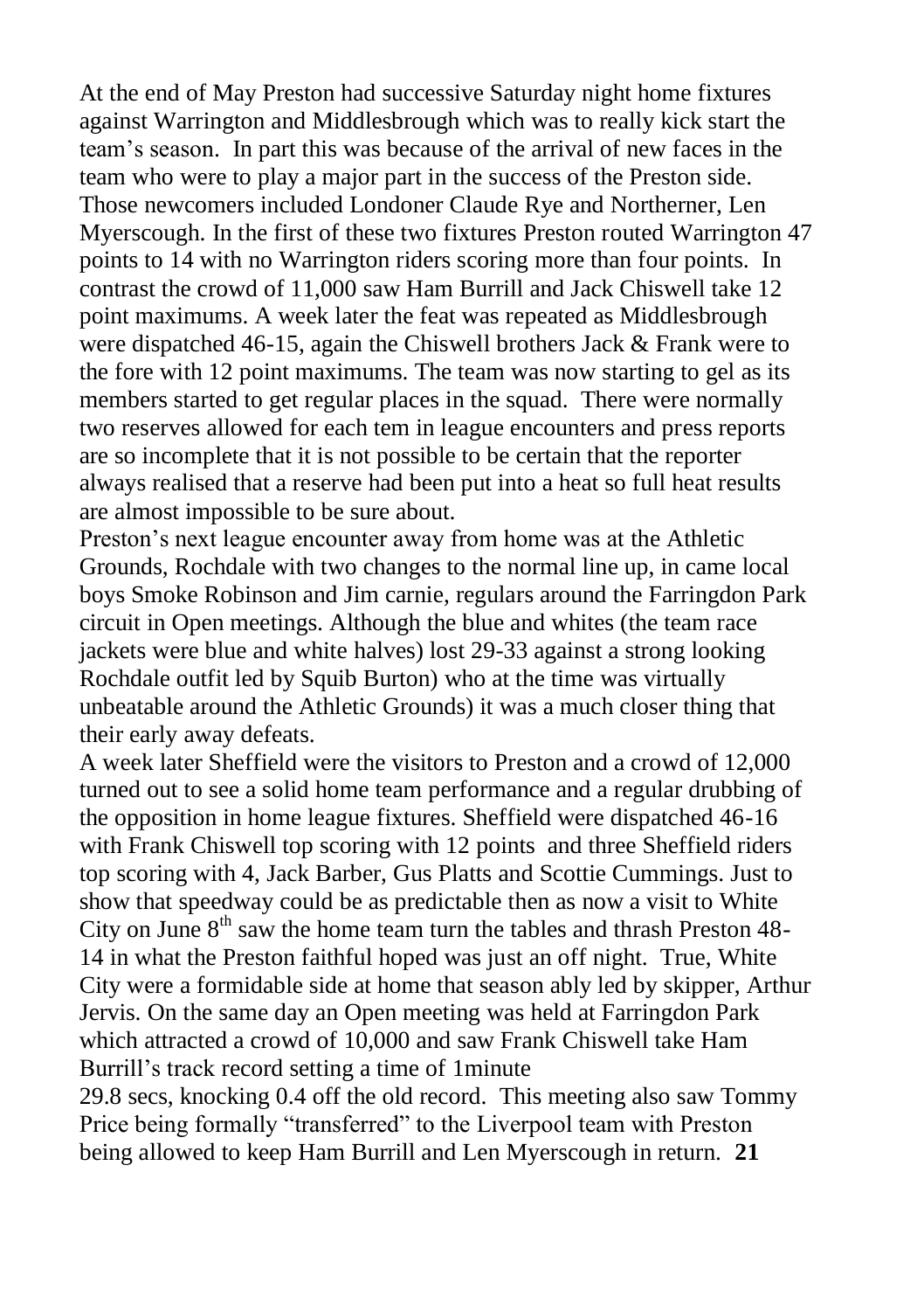At the end of May Preston had successive Saturday night home fixtures against Warrington and Middlesbrough which was to really kick start the team's season. In part this was because of the arrival of new faces in the team who were to play a major part in the success of the Preston side. Those newcomers included Londoner Claude Rye and Northerner, Len Myerscough. In the first of these two fixtures Preston routed Warrington 47 points to 14 with no Warrington riders scoring more than four points. In contrast the crowd of 11,000 saw Ham Burrill and Jack Chiswell take 12 point maximums. A week later the feat was repeated as Middlesbrough were dispatched 46-15, again the Chiswell brothers Jack & Frank were to the fore with 12 point maximums. The team was now starting to gel as its members started to get regular places in the squad. There were normally two reserves allowed for each tem in league encounters and press reports are so incomplete that it is not possible to be certain that the reporter always realised that a reserve had been put into a heat so full heat results are almost impossible to be sure about.

Preston's next league encounter away from home was at the Athletic Grounds, Rochdale with two changes to the normal line up, in came local boys Smoke Robinson and Jim carnie, regulars around the Farringdon Park circuit in Open meetings. Although the blue and whites (the team race jackets were blue and white halves) lost 29-33 against a strong looking Rochdale outfit led by Squib Burton) who at the time was virtually unbeatable around the Athletic Grounds) it was a much closer thing that their early away defeats.

A week later Sheffield were the visitors to Preston and a crowd of 12,000 turned out to see a solid home team performance and a regular drubbing of the opposition in home league fixtures. Sheffield were dispatched 46-16 with Frank Chiswell top scoring with 12 points and three Sheffield riders top scoring with 4, Jack Barber, Gus Platts and Scottie Cummings. Just to show that speedway could be as predictable then as now a visit to White City on June 8th saw the home team turn the tables and thrash Preston 48-14 in what the Preston faithful hoped was just an off night. True, White City were a formidable side at home that season ably led by skipper, Arthur Jervis. On the same day an Open meeting was held at Farringdon Park which attracted a crowd of 10,000 and saw Frank Chiswell take Ham Burrill's track record setting a time of 1minute 29.8 secs, knocking 0.4 off the old record. This meeting also saw Tommy Price being formally "transferred" to the Liverpool team with Preston being allowed to keep Ham Burrill and Len Myerscough in return.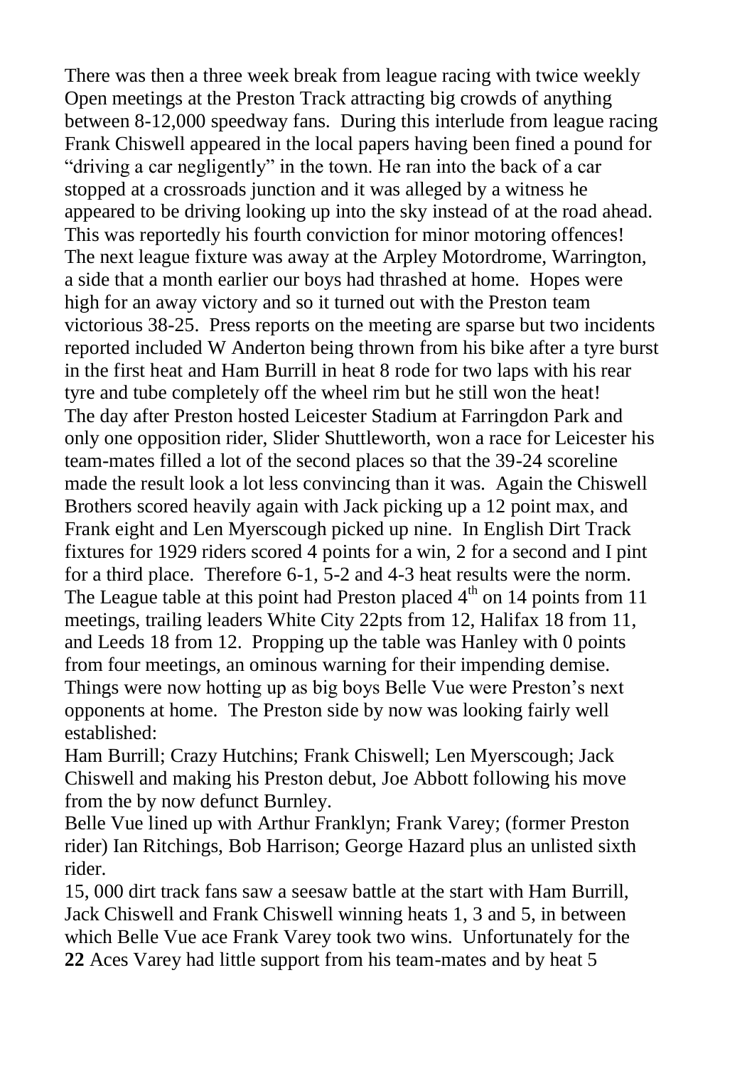There was then a three week break from league racing with twice weekly Open meetings at the Preston Track attracting big crowds of anything between 8-12,000 speedway fans. During this interlude from league racing Frank Chiswell appeared in the local papers having been fined a pound for "driving a car negligently" in the town. He ran into the back of a car stopped at a crossroads junction and it was alleged by a witness he appeared to be driving looking up into the sky instead of at the road ahead. This was reportedly his fourth conviction for minor motoring offences! The next league fixture was away at the Arpley Motordrome, Warrington, a side that a month earlier our boys had thrashed at home. Hopes were high for an away victory and so it turned out with the Preston team victorious 38-25. Press reports on the meeting are sparse but two incidents reported included W Anderton being thrown from his bike after a tyre burst in the first heat and Ham Burrill in heat 8 rode for two laps with his rear tyre and tube completely off the wheel rim but he still won the heat! The day after Preston hosted Leicester Stadium at Farringdon Park and only one opposition rider, Slider Shuttleworth, won a race for Leicester his team-mates filled a lot of the second places so that the 39-24 scoreline made the result look a lot less convincing than it was. Again the Chiswell Brothers scored heavily again with Jack picking up a 12 point max, and Frank eight and Len Myerscough picked up nine. In English Dirt Track fixtures for 1929 riders scored 4 points for a win, 2 for a second and I pint for a third place. Therefore 6-1, 5-2 and 4-3 heat results were the norm. The League table at this point had Preston placed 4th on 14 points from 11 meetings, trailing leaders White City 22pts from 12, Halifax 18 from 11, and Leeds 18 from 12. Propping up the table was Hanley with 0 points from four meetings, an ominous warning for their impending demise. Things were now hotting up as big boys Belle Vue were Preston's next opponents at home. The Preston side by now was looking fairly well established:

Ham Burrill; Crazy Hutchins; Frank Chiswell; Len Myerscough; Jack Chiswell and making his Preston debut, Joe Abbott following his move from the by now defunct Burnley.

Belle Vue lined up with Arthur Franklyn; Frank Varey; (former Preston rider) Ian Ritchings, Bob Harrison; George Hazard plus an unlisted sixth rider.

15, 000 dirt track fans saw a seesaw battle at the start with Ham Burrill, Jack Chiswell and Frank Chiswell winning heats 1, 3 and 5, in between which Belle Vue ace Frank Varey took two wins. Unfortunately for the Aces Varey had little support from his team-mates and by heat 5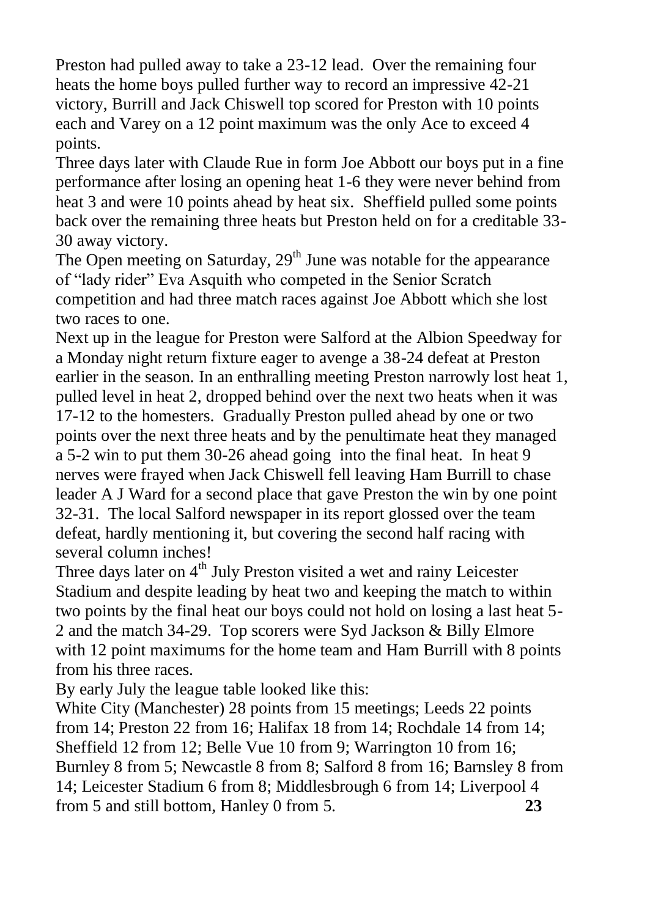Preston had pulled away to take a 23-12 lead. Over the remaining four heats the home boys pulled further way to record an impressive 42-21 victory, Burrill and Jack Chiswell top scored for Preston with 10 points each and Varey on a 12 point maximum was the only Ace to exceed 4 points.

Three days later with Claude Rue in form Joe Abbott our boys put in a fine performance after losing an opening heat 1-6 they were never behind from heat 3 and were 10 points ahead by heat six. Sheffield pulled some points back over the remaining three heats but Preston held on for a creditable 33-30 away victory.

The Open meeting on Saturday, 29th June was notable for the appearance of "lady rider" Eva Asquith who competed in the Senior Scratch competition and had three match races against Joe Abbott which she lost two races to one.

Next up in the league for Preston were Salford at the Albion Speedway for a Monday night return fixture eager to avenge a 38-24 defeat at Preston earlier in the season. In an enthralling meeting Preston narrowly lost heat 1, pulled level in heat 2, dropped behind over the next two heats when it was 17-12 to the homesters. Gradually Preston pulled ahead by one or two points over the next three heats and by the penultimate heat they managed a 5-2 win to put them 30-26 ahead going into the final heat. In heat 9 nerves were frayed when Jack Chiswell fell leaving Ham Burrill to chase leader A J Ward for a second place that gave Preston the win by one point 32-31. The local Salford newspaper in its report glossed over the team defeat, hardly mentioning it, but covering the second half racing with several column inches!

Three days later on 4th July Preston visited a wet and rainy Leicester Stadium and despite leading by heat two and keeping the match to within two points by the final heat our boys could not hold on losing a last heat 5-2 and the match 34-29. Top scorers were Syd Jackson & Billy Elmore with 12 point maximums for the home team and Ham Burrill with 8 points from his three races.

By early July the league table looked like this:

White City (Manchester) 28 points from 15 meetings; Leeds 22 points from 14; Preston 22 from 16; Halifax 18 from 14; Rochdale 14 from 14; Sheffield 12 from 12; Belle Vue 10 from 9; Warrington 10 from 16; Burnley 8 from 5; Newcastle 8 from 8; Salford 8 from 16; Barnsley 8 from 14; Leicester Stadium 6 from 8; Middlesbrough 6 from 14; Liverpool 4 from 5 and still bottom, Hanley 0 from 5.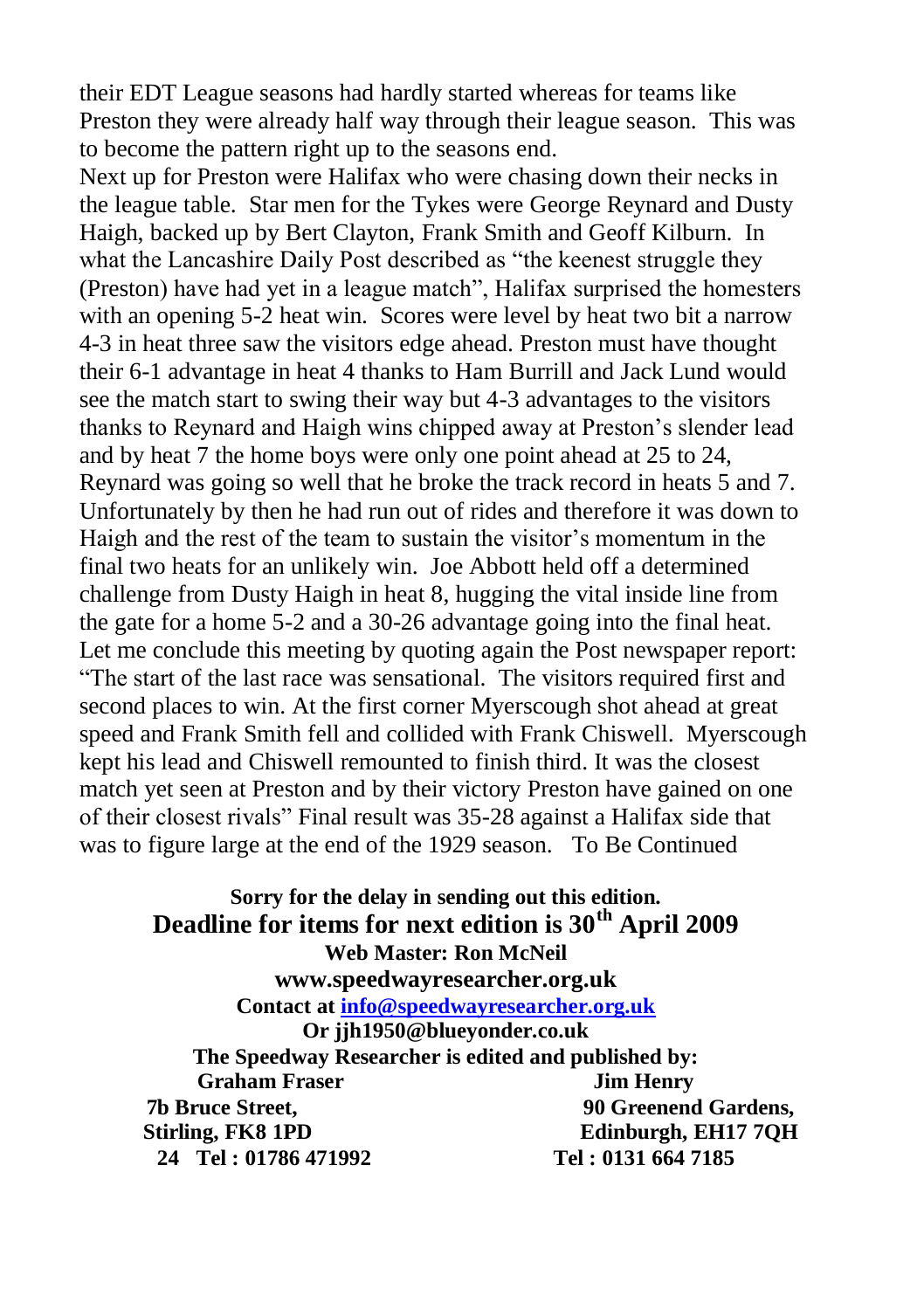their EDT League seasons had hardly started whereas for teams like Preston they were already half way through their league season. This was to become the pattern right up to the seasons end.

Next up for Preston were Halifax who were chasing down their necks in the league table. Star men for the Tykes were George Reynard and Dusty Haigh, backed up by Bert Clayton, Frank Smith and Geoff Kilburn. In what the Lancashire Daily Post described as "the keenest struggle they (Preston) have had yet in a league match", Halifax surprised the homesters with an opening 5-2 heat win. Scores were level by heat two bit a narrow 4-3 in heat three saw the visitors edge ahead. Preston must have thought their 6-1 advantage in heat 4 thanks to Ham Burrill and Jack Lund would see the match start to swing their way but 4-3 advantages to the visitors thanks to Reynard and Haigh wins chipped away at Preston's slender lead and by heat 7 the home boys were only one point ahead at 25 to 24, Reynard was going so well that he broke the track record in heats 5 and 7. Unfortunately by then he had run out of rides and therefore it was down to Haigh and the rest of the team to sustain the visitor's momentum in the final two heats for an unlikely win. Joe Abbott held off a determined challenge from Dusty Haigh in heat 8, hugging the vital inside line from the gate for a home 5-2 and a 30-26 advantage going into the final heat. Let me conclude this meeting by quoting again the Post newspaper report: "The start of the last race was sensational. The visitors required first and second places to win. At the first corner Myerscough shot ahead at great speed and Frank Smith fell and collided with Frank Chiswell. Myerscough kept his lead and Chiswell remounted to finish third. It was the closest match yet seen at Preston and by their victory Preston have gained on one of their closest rivals" Final result was 35-28 against a Halifax side that was to figure large at the end of the 1929 season. To Be Continued

**Sorry for the delay in sending out this edition.**

**Deadline for items for next edition is 30th April 2009**

**Web Master: Ron McNeil**

**www.speedwayresearcher.org.uk**

**Contact at info@speedwayresearcher.org.uk**

**Or jjh1950@blueyonder.co.uk**

**The Speedway Researcher is edited and published by:**

**Graham Fraser**
**7b Bruce Street,**
**Stirling, FK8 1PD**
**Tel : 01786 471992**

**Jim Henry**
**90 Greenend Gardens,**
**Edinburgh, EH17 7QH**
**Tel : 0131 664 7185**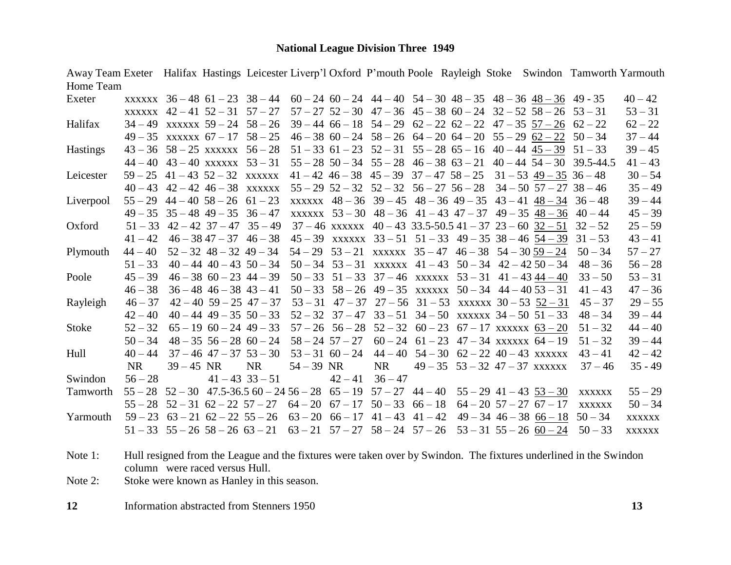# National League Division Three 1949

| Away Team / Home Team | Exeter | Halifax | Hastings | Leicester | Liverp'l | Oxford | P'mouth | Poole | Rayleigh | Stoke | Swindon | Tamworth | Yarmouth |
|---|---|---|---|---|---|---|---|---|---|---|---|---|---|
| Exeter | xxxxxx | 36 – 48 | 61 – 23 | 38 – 44 | 60 – 24 | 60 – 24 | 44 – 40 | 54 – 30 | 48 – 35 | 48 – 36 | <u>48 – 36</u> | 49 - 35 | 40 – 42 |
| | xxxxxx | 42 – 41 | 52 – 31 | 57 – 27 | 57 – 27 | 52 – 30 | 47 – 36 | 45 – 38 | 60 – 24 | 32 – 52 | 58 – 26 | 53 – 31 | 53 – 31 |
| Halifax | 34 – 49 | xxxxxx | 59 – 24 | 58 – 26 | 39 – 44 | 66 – 18 | 54 – 29 | 62 – 22 | 62 – 22 | 47 – 35 | <u>57 – 26</u> | 62 – 22 | 62 – 22 |
| | 49 – 35 | xxxxxx | 67 – 17 | 58 – 25 | 46 – 38 | 60 – 24 | 58 – 26 | 64 – 20 | 64 – 20 | 55 – 29 | <u>62 – 22</u> | 50 – 34 | 37 – 44 |
| Hastings | 43 – 36 | 58 – 25 | xxxxxx | 56 – 28 | 51 – 33 | 61 – 23 | 52 – 31 | 55 – 28 | 65 – 16 | 40 – 44 | <u>45 – 39</u> | 51 – 33 | 39 – 45 |
| | 44 – 40 | 43 – 40 | xxxxxx | 53 – 31 | 55 – 28 | 50 – 34 | 55 – 28 | 46 – 38 | 63 – 21 | 40 – 44 | 54 – 30 | 39.5-44.5 | 41 – 43 |
| Leicester | 59 – 25 | 41 – 43 | 52 – 32 | xxxxxx | 41 – 42 | 46 – 38 | 45 – 39 | 37 – 47 | 58 – 25 | 31 – 53 | <u>49 – 35</u> | 36 – 48 | 30 – 54 |
| | 40 – 43 | 42 – 42 | 46 – 38 | xxxxxx | 55 – 29 | 52 – 32 | 52 – 32 | 56 – 27 | 56 – 28 | 34 – 50 | 57 – 27 | 38 – 46 | 35 – 49 |
| Liverpool | 55 – 29 | 44 – 40 | 58 – 26 | 61 – 23 | xxxxxx | 48 – 36 | 39 – 45 | 48 – 36 | 49 – 35 | 43 – 41 | <u>48 – 34</u> | 36 – 48 | 39 – 44 |
| | 49 – 35 | 35 – 48 | 49 – 35 | 36 – 47 | xxxxxx | 53 – 30 | 48 – 36 | 41 – 43 | 47 – 37 | 49 – 35 | <u>48 – 36</u> | 40 – 44 | 45 – 39 |
| Oxford | 51 – 33 | 42 – 42 | 37 – 47 | 35 – 49 | 37 – 46 | xxxxxx | 40 – 43 | 33.5-50.5 | 41 – 37 | 23 – 60 | <u>32 – 51</u> | 32 – 52 | 25 – 59 |
| | 41 – 42 | 46 – 38 | 47 – 37 | 46 – 38 | 45 – 39 | xxxxxx | 33 – 51 | 51 – 33 | 49 – 35 | 38 – 46 | <u>54 – 39</u> | 31 – 53 | 43 – 41 |
| Plymouth | 44 – 40 | 52 – 32 | 48 – 32 | 49 – 34 | 54 – 29 | 53 – 21 | xxxxxx | 35 – 47 | 46 – 38 | 54 – 30 | <u>59 – 24</u> | 50 – 34 | 57 – 27 |
| | 51 – 33 | 40 – 44 | 40 – 43 | 50 – 34 | 50 – 34 | 53 – 31 | xxxxxx | 41 – 43 | 50 – 34 | 42 – 42 | 50 – 34 | 48 – 36 | 56 – 28 |
| Poole | 45 – 39 | 46 – 38 | 60 – 23 | 44 – 39 | 50 – 33 | 51 – 33 | 37 – 46 | xxxxxx | 53 – 31 | 41 – 43 | <u>44 – 40</u> | 33 – 50 | 53 – 31 |
| | 46 – 38 | 36 – 48 | 46 – 38 | 43 – 41 | 50 – 33 | 58 – 26 | 49 – 35 | xxxxxx | 50 – 34 | 44 – 40 | 53 – 31 | 41 – 43 | 47 – 36 |
| Rayleigh | 46 – 37 | 42 – 40 | 59 – 25 | 47 – 37 | 53 – 31 | 47 – 37 | 27 – 56 | 31 – 53 | xxxxxx | 30 – 53 | <u>52 – 31</u> | 45 – 37 | 29 – 55 |
| | 42 – 40 | 40 – 44 | 49 – 35 | 50 – 33 | 52 – 32 | 37 – 47 | 33 – 51 | 34 – 50 | xxxxxx | 34 – 50 | 51 – 33 | 48 – 34 | 39 – 44 |
| Stoke | 52 – 32 | 65 – 19 | 60 – 24 | 49 – 33 | 57 – 26 | 56 – 28 | 52 – 32 | 60 – 23 | 67 – 17 | xxxxxx | <u>63 – 20</u> | 51 – 32 | 44 – 40 |
| | 50 – 34 | 48 – 35 | 56 – 28 | 60 – 24 | 58 – 24 | 57 – 27 | 60 – 24 | 61 – 23 | 47 – 34 | xxxxxx | 64 – 19 | 51 – 32 | 39 – 44 |
| Hull | 40 – 44 | 37 – 46 | 47 – 37 | 53 – 30 | 53 – 31 | 60 – 24 | 44 – 40 | 54 – 30 | 62 – 22 | 40 – 43 | xxxxxx | 43 – 41 | 42 – 42 |
| | NR | 39 – 45 | NR | NR | 54 – 39 | NR | NR | 49 – 35 | 53 – 32 | 47 – 37 | xxxxxx | 37 – 46 | 35 - 49 |
| Swindon | 56 – 28 | | 41 – 43 | 33 – 51 | | 42 – 41 | 36 – 47 | | | | | | |
| Tamworth | 55 – 28 | 52 – 30 | 47.5-36.5 | 60 – 24 | 56 – 28 | 65 – 19 | 57 – 27 | 44 – 40 | 55 – 29 | 41 – 43 | <u>53 – 30</u> | xxxxxx | 55 – 29 |
| | 55 – 28 | 52 – 31 | 62 – 22 | 57 – 27 | 64 – 20 | 67 – 17 | 50 – 33 | 66 – 18 | 64 – 20 | 57 – 27 | <u>67 – 17</u> | xxxxxx | 50 – 34 |
| Yarmouth | 59 – 23 | 63 – 21 | 62 – 22 | 55 – 26 | 63 – 20 | 66 – 17 | 41 – 43 | 41 – 42 | 49 – 34 | 46 – 38 | <u>66 – 18</u> | 50 – 34 | xxxxxx |
| | 51 – 33 | 55 – 26 | 58 – 26 | 63 – 21 | 63 – 21 | 57 – 27 | 58 – 24 | 57 – 26 | 53 – 31 | 55 – 26 | <u>60 – 24</u> | 50 – 33 | xxxxxx |

Note 1: Hull resigned from the League and the fixtures were taken over by Swindon. The fixtures underlined in the Swindon column were raced versus Hull.

Note 2: Stoke were known as Hanley in this season.

Information abstracted from Stenners 1950